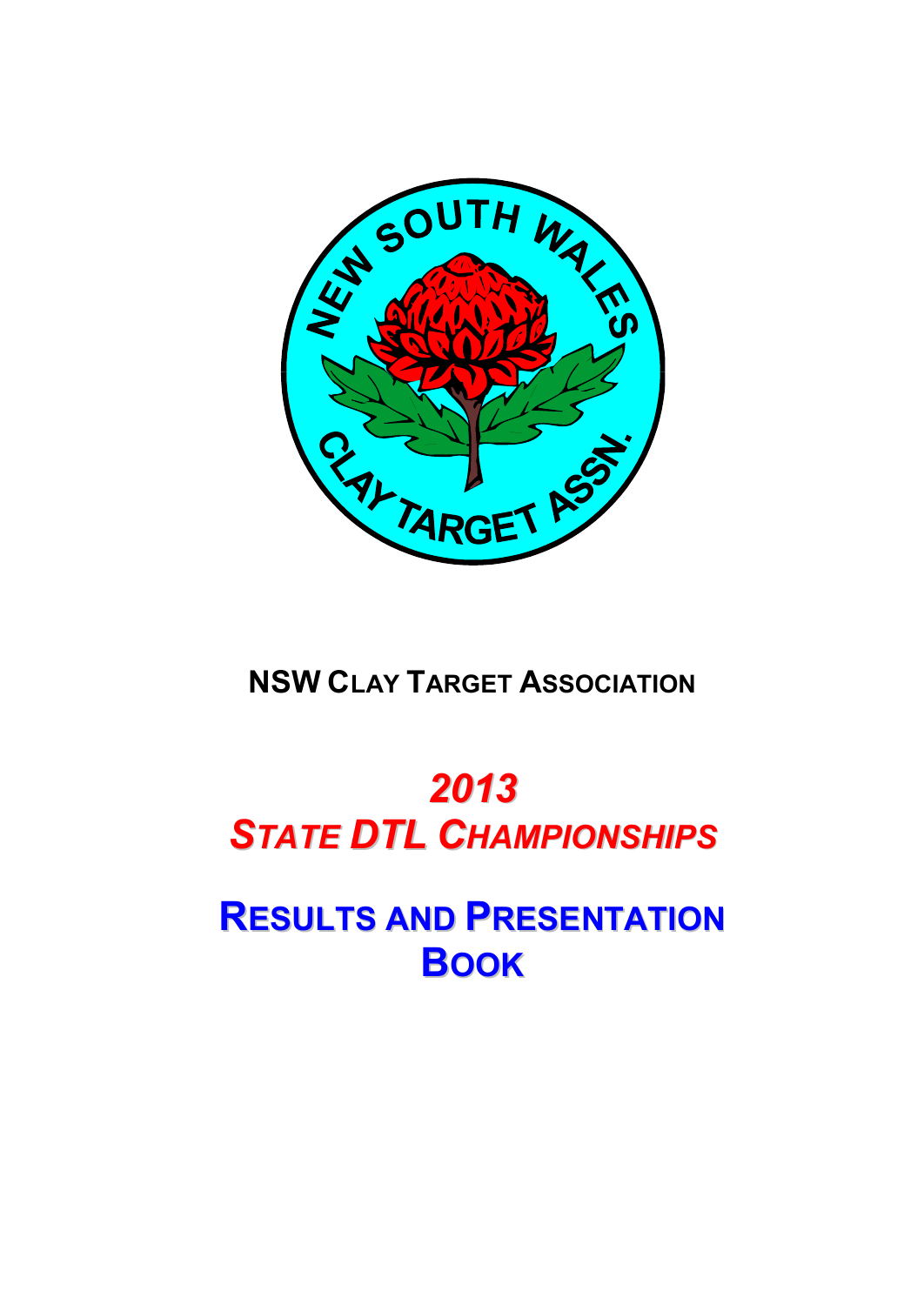# NSW Clay Target Association

# *2013 State DTL Championships*

# Results and Presentation Book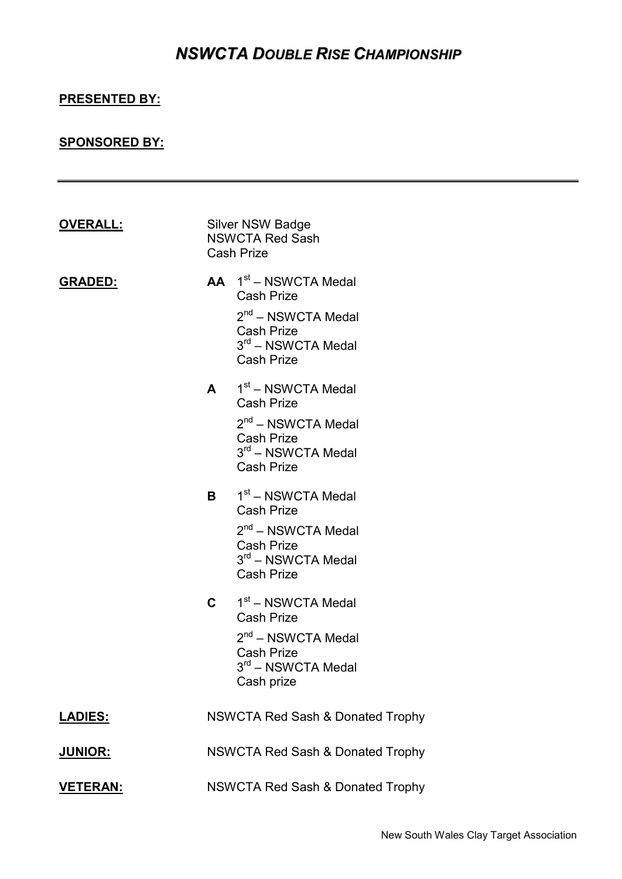# *NSWCTA DOUBLE RISE CHAMPIONSHIP*

**PRESENTED BY:**

**SPONSORED BY:**

---

**OVERALL:**

Silver NSW Badge
NSWCTA Red Sash
Cash Prize

**GRADED:**

**AA**
1st – NSWCTA Medal
Cash Prize
2nd – NSWCTA Medal
Cash Prize
3rd – NSWCTA Medal
Cash Prize

**A**
1st – NSWCTA Medal
Cash Prize
2nd – NSWCTA Medal
Cash Prize
3rd – NSWCTA Medal
Cash Prize

**B**
1st – NSWCTA Medal
Cash Prize
2nd – NSWCTA Medal
Cash Prize
3rd – NSWCTA Medal
Cash Prize

**C**
1st – NSWCTA Medal
Cash Prize
2nd – NSWCTA Medal
Cash Prize
3rd – NSWCTA Medal
Cash prize

**LADIES:** NSWCTA Red Sash & Donated Trophy

**JUNIOR:** NSWCTA Red Sash & Donated Trophy

**VETERAN:** NSWCTA Red Sash & Donated Trophy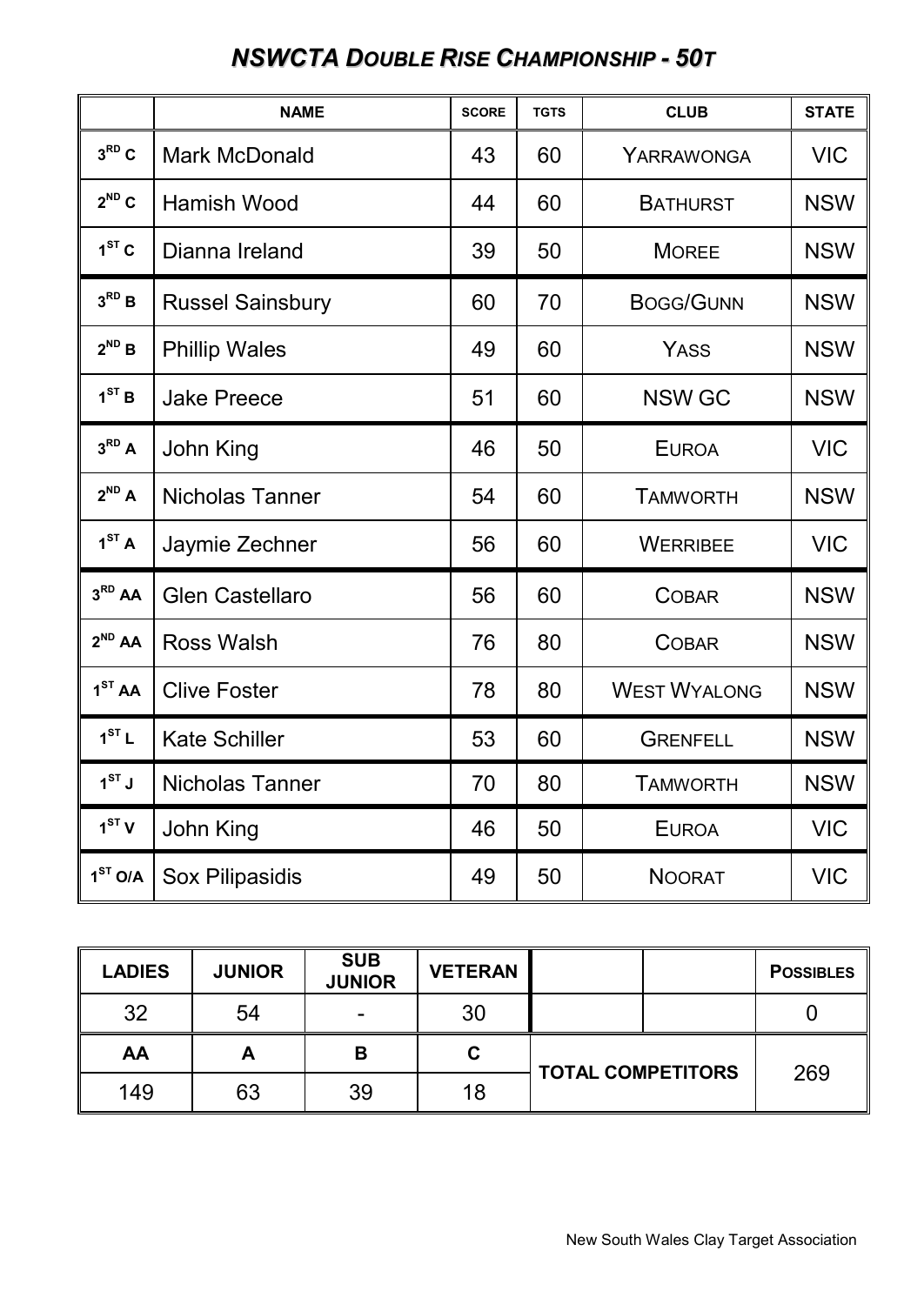# *NSWCTA DOUBLE RISE CHAMPIONSHIP - 50T*

| | NAME | SCORE | TGTS | CLUB | STATE |
|---|---|---|---|---|---|
| 3RD C | Mark McDonald | 43 | 60 | YARRAWONGA | VIC |
| 2ND C | Hamish Wood | 44 | 60 | BATHURST | NSW |
| 1ST C | Dianna Ireland | 39 | 50 | MOREE | NSW |
| 3RD B | Russel Sainsbury | 60 | 70 | BOGG/GUNN | NSW |
| 2ND B | Phillip Wales | 49 | 60 | YASS | NSW |
| 1ST B | Jake Preece | 51 | 60 | NSW GC | NSW |
| 3RD A | John King | 46 | 50 | EUROA | VIC |
| 2ND A | Nicholas Tanner | 54 | 60 | TAMWORTH | NSW |
| 1ST A | Jaymie Zechner | 56 | 60 | WERRIBEE | VIC |
| 3RD AA | Glen Castellaro | 56 | 60 | COBAR | NSW |
| 2ND AA | Ross Walsh | 76 | 80 | COBAR | NSW |
| 1ST AA | Clive Foster | 78 | 80 | WEST WYALONG | NSW |
| 1ST L | Kate Schiller | 53 | 60 | GRENFELL | NSW |
| 1ST J | Nicholas Tanner | 70 | 80 | TAMWORTH | NSW |
| 1ST V | John King | 46 | 50 | EUROA | VIC |
| 1ST O/A | Sox Pilipasidis | 49 | 50 | NOORAT | VIC |

| LADIES | JUNIOR | SUB JUNIOR | VETERAN | | | POSSIBLES |
|---|---|---|---|---|---|---|
| 32 | 54 | - | 30 | | | 0 |
| AA | A | B | C | TOTAL COMPETITORS | | 269 |
| 149 | 63 | 39 | 18 | | | |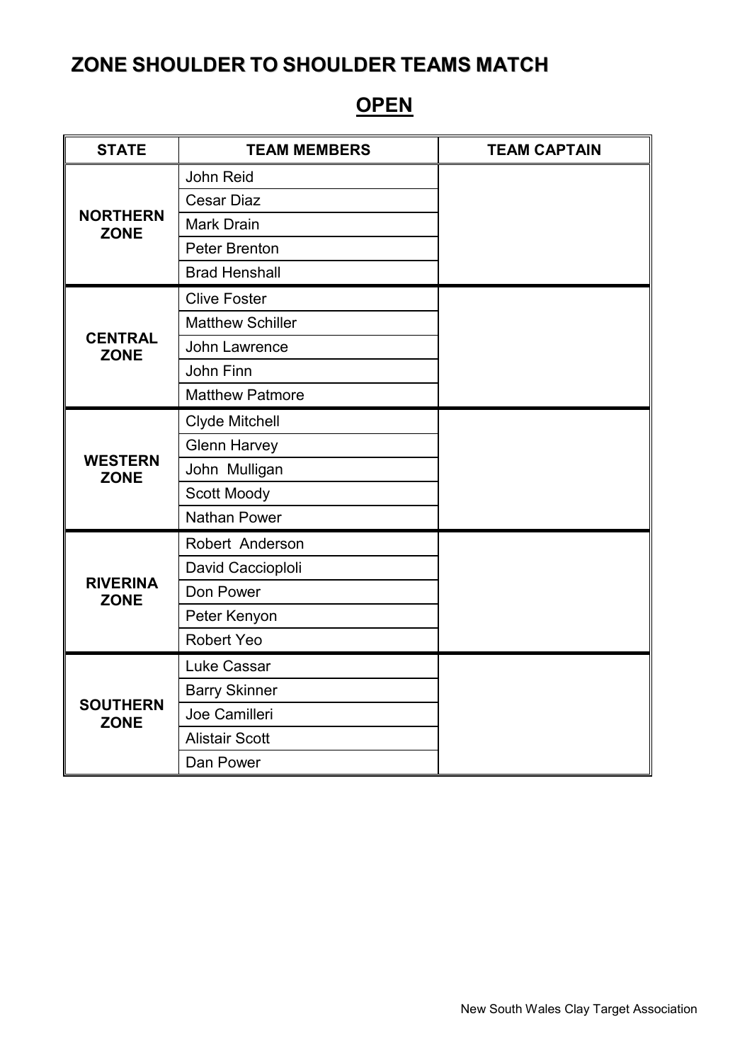# ZONE SHOULDER TO SHOULDER TEAMS MATCH

## OPEN

| STATE | TEAM MEMBERS | TEAM CAPTAIN |
|---|---|---|
| NORTHERN ZONE | John Reid | |
| | Cesar Diaz | |
| | Mark Drain | |
| | Peter Brenton | |
| | Brad Henshall | |
| CENTRAL ZONE | Clive Foster | |
| | Matthew Schiller | |
| | John Lawrence | |
| | John Finn | |
| | Matthew Patmore | |
| WESTERN ZONE | Clyde Mitchell | |
| | Glenn Harvey | |
| | John Mulligan | |
| | Scott Moody | |
| | Nathan Power | |
| RIVERINA ZONE | Robert Anderson | |
| | David Caccioploli | |
| | Don Power | |
| | Peter Kenyon | |
| | Robert Yeo | |
| SOUTHERN ZONE | Luke Cassar | |
| | Barry Skinner | |
| | Joe Camilleri | |
| | Alistair Scott | |
| | Dan Power | |

New South Wales Clay Target Association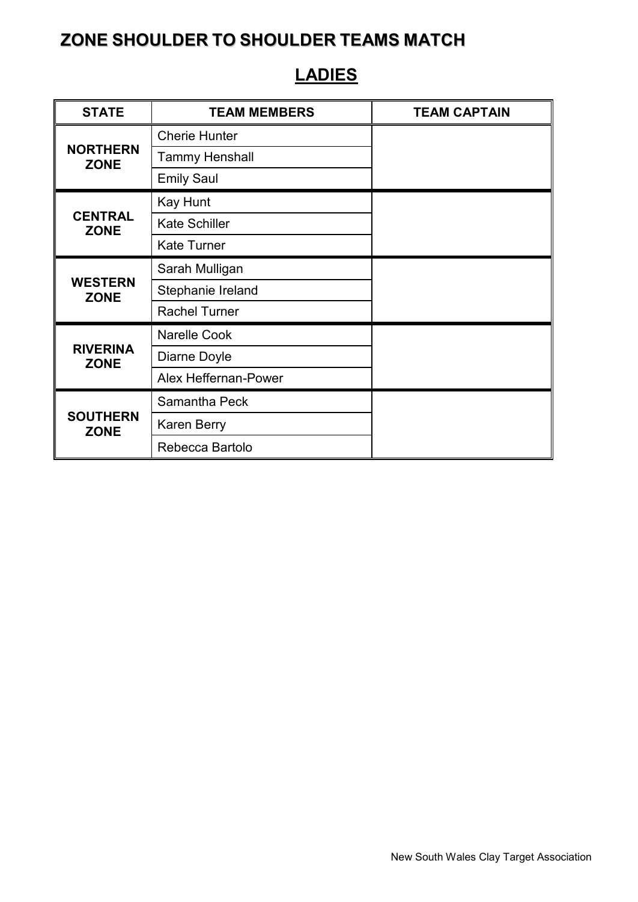# ZONE SHOULDER TO SHOULDER TEAMS MATCH

## LADIES

| STATE | TEAM MEMBERS | TEAM CAPTAIN |
|---|---|---|
| **NORTHERN ZONE** | Cherie Hunter | |
| | Tammy Henshall | |
| | Emily Saul | |
| **CENTRAL ZONE** | Kay Hunt | |
| | Kate Schiller | |
| | Kate Turner | |
| **WESTERN ZONE** | Sarah Mulligan | |
| | Stephanie Ireland | |
| | Rachel Turner | |
| **RIVERINA ZONE** | Narelle Cook | |
| | Diarne Doyle | |
| | Alex Heffernan-Power | |
| **SOUTHERN ZONE** | Samantha Peck | |
| | Karen Berry | |
| | Rebecca Bartolo | |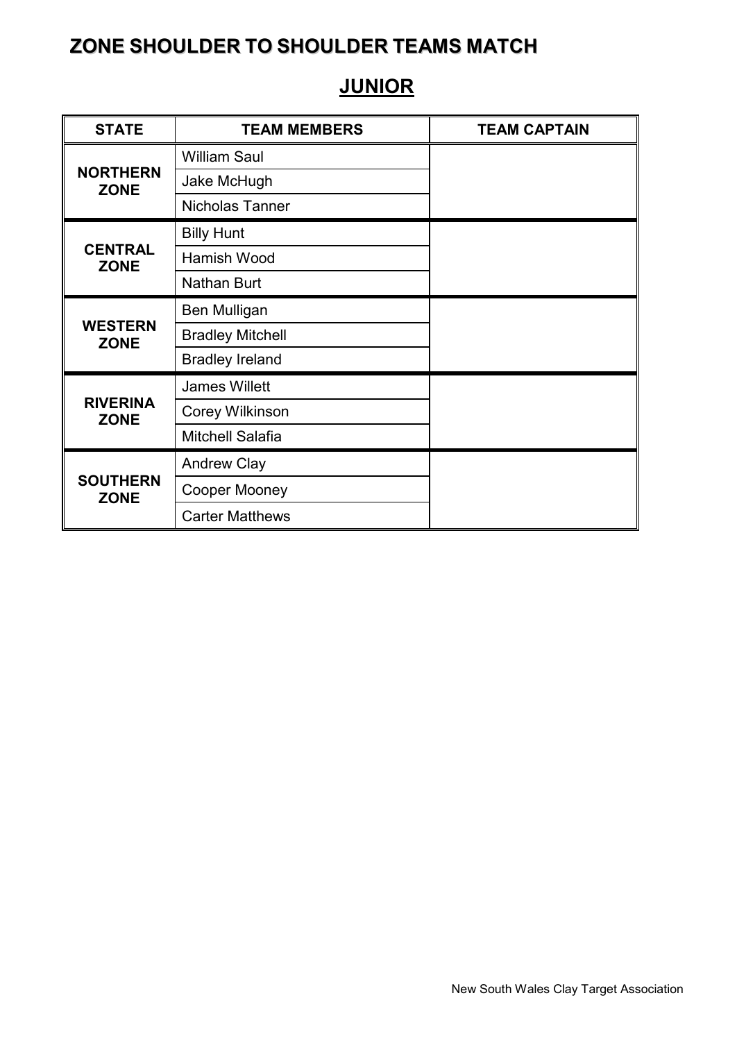# ZONE SHOULDER TO SHOULDER TEAMS MATCH

## JUNIOR

| STATE | TEAM MEMBERS | TEAM CAPTAIN |
|---|---|---|
| **NORTHERN ZONE** | William Saul | |
| | Jake McHugh | |
| | Nicholas Tanner | |
| **CENTRAL ZONE** | Billy Hunt | |
| | Hamish Wood | |
| | Nathan Burt | |
| **WESTERN ZONE** | Ben Mulligan | |
| | Bradley Mitchell | |
| | Bradley Ireland | |
| **RIVERINA ZONE** | James Willett | |
| | Corey Wilkinson | |
| | Mitchell Salafia | |
| **SOUTHERN ZONE** | Andrew Clay | |
| | Cooper Mooney | |
| | Carter Matthews | |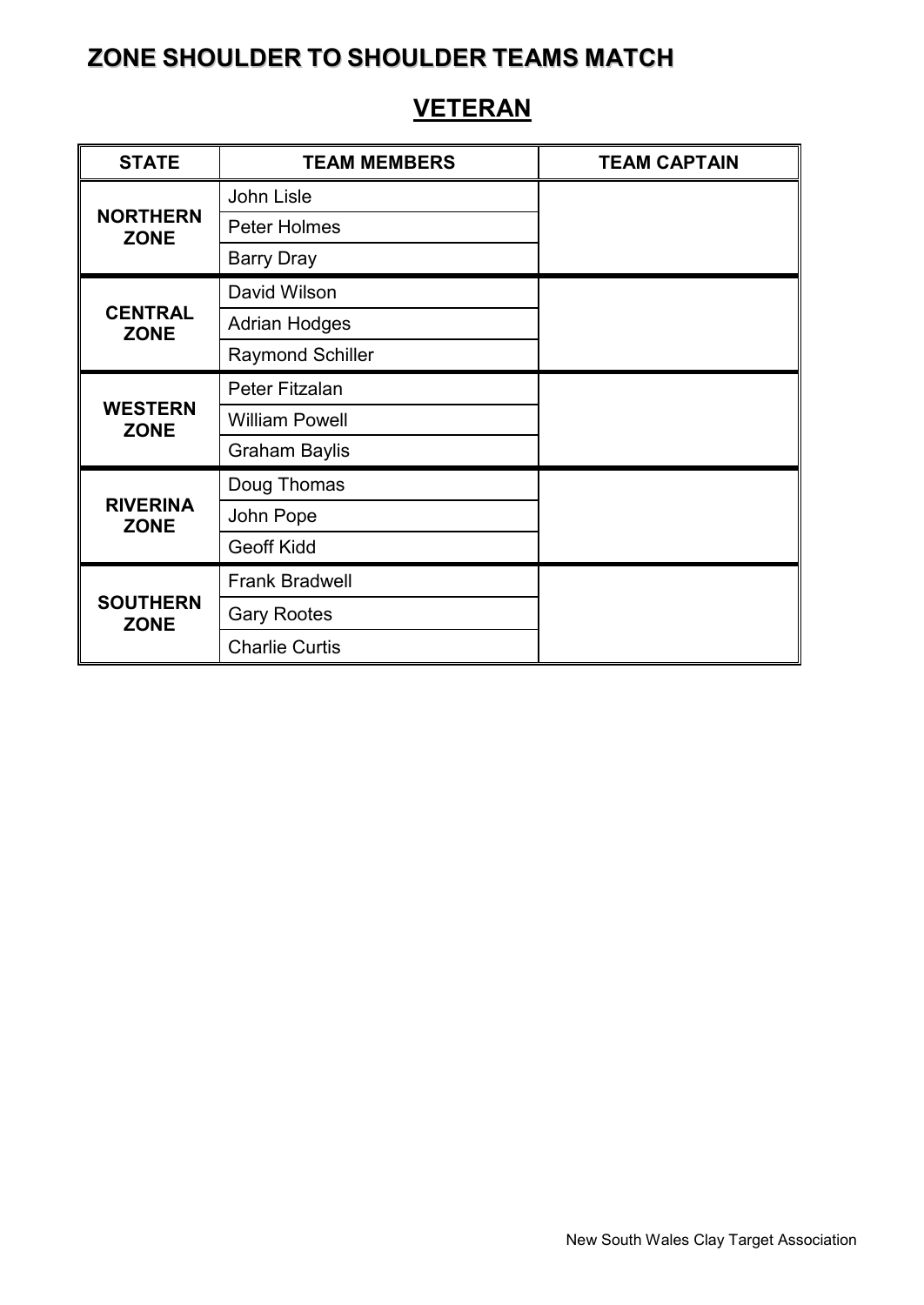# ZONE SHOULDER TO SHOULDER TEAMS MATCH

## VETERAN

| STATE | TEAM MEMBERS | TEAM CAPTAIN |
|---|---|---|
| **NORTHERN ZONE** | John Lisle | |
| | Peter Holmes | |
| | Barry Dray | |
| **CENTRAL ZONE** | David Wilson | |
| | Adrian Hodges | |
| | Raymond Schiller | |
| **WESTERN ZONE** | Peter Fitzalan | |
| | William Powell | |
| | Graham Baylis | |
| **RIVERINA ZONE** | Doug Thomas | |
| | John Pope | |
| | Geoff Kidd | |
| **SOUTHERN ZONE** | Frank Bradwell | |
| | Gary Rootes | |
| | Charlie Curtis | |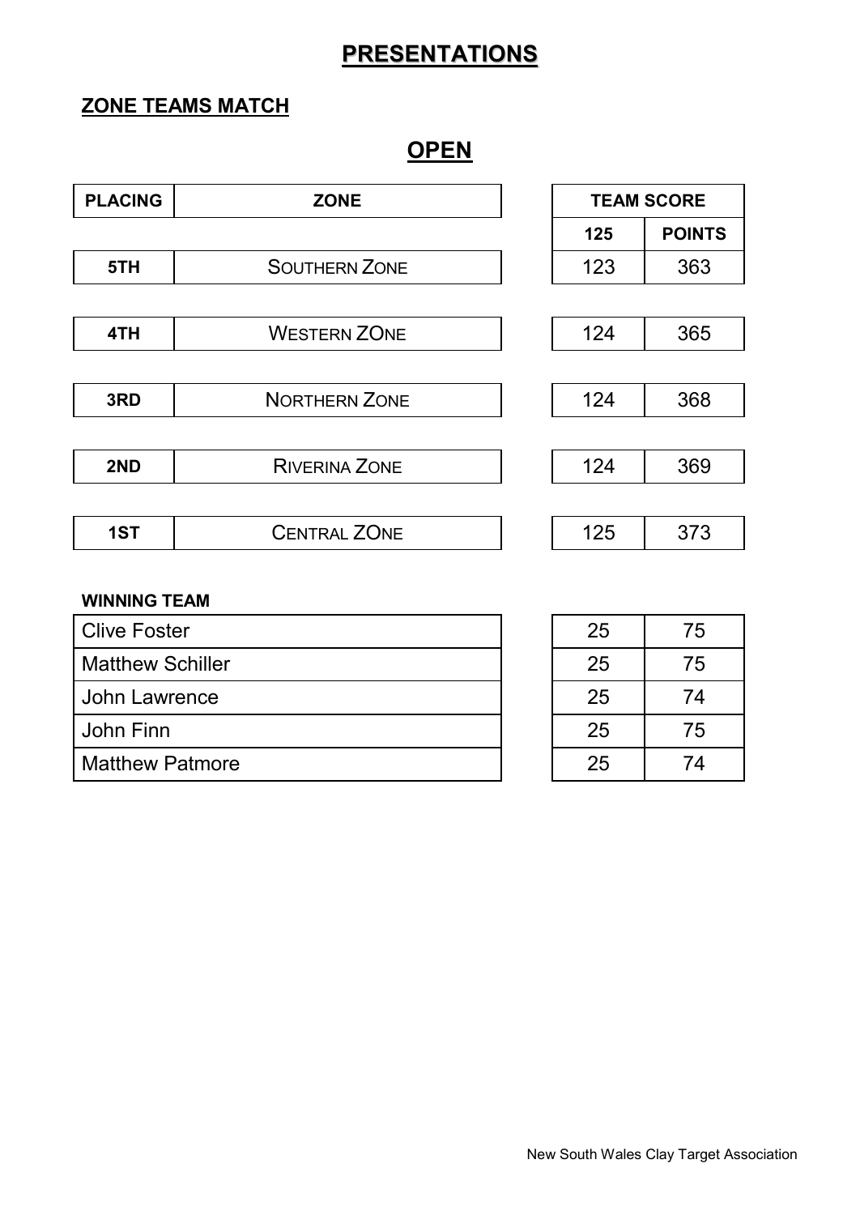# PRESENTATIONS

## ZONE TEAMS MATCH

## OPEN

| PLACING | ZONE | TEAM SCORE | |
|---|---|---|---|
| | | 125 | POINTS |
| 5TH | SOUTHERN ZONE | 123 | 363 |
| 4TH | WESTERN ZONE | 124 | 365 |
| 3RD | NORTHERN ZONE | 124 | 368 |
| 2ND | RIVERINA ZONE | 124 | 369 |
| 1ST | CENTRAL ZONE | 125 | 373 |

**WINNING TEAM**

| Name | 125 | POINTS |
|---|---|---|
| Clive Foster | 25 | 75 |
| Matthew Schiller | 25 | 75 |
| John Lawrence | 25 | 74 |
| John Finn | 25 | 75 |
| Matthew Patmore | 25 | 74 |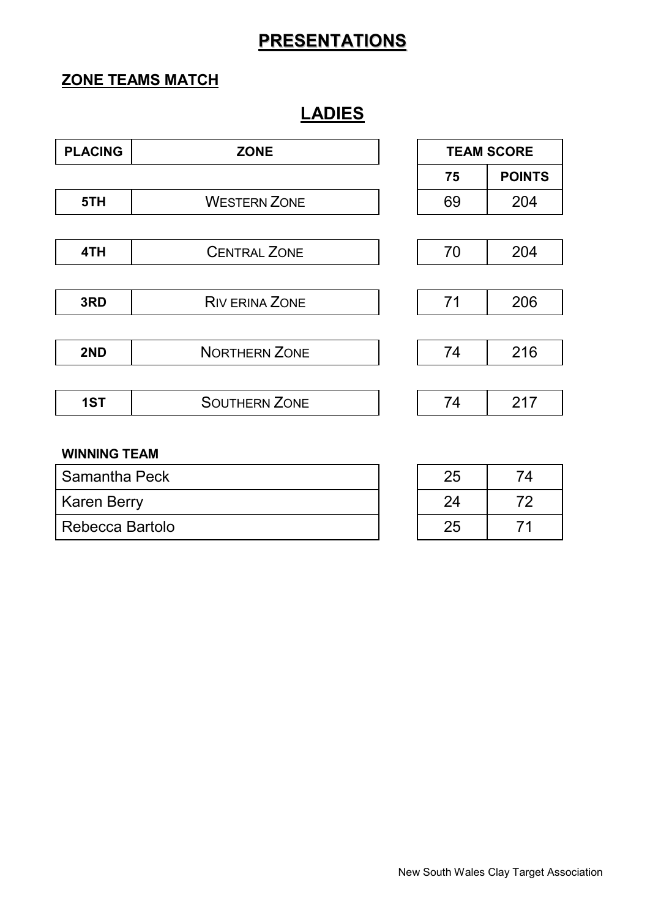# PRESENTATIONS

## ZONE TEAMS MATCH

## LADIES

| PLACING | ZONE | TEAM SCORE | |
|---|---|---|---|
| | | 75 | POINTS |
| 5TH | WESTERN ZONE | 69 | 204 |
| 4TH | CENTRAL ZONE | 70 | 204 |
| 3RD | RIV ERINA ZONE | 71 | 206 |
| 2ND | NORTHERN ZONE | 74 | 216 |
| 1ST | SOUTHERN ZONE | 74 | 217 |

**WINNING TEAM**

| | | |
|---|---|---|
| Samantha Peck | 25 | 74 |
| Karen Berry | 24 | 72 |
| Rebecca Bartolo | 25 | 71 |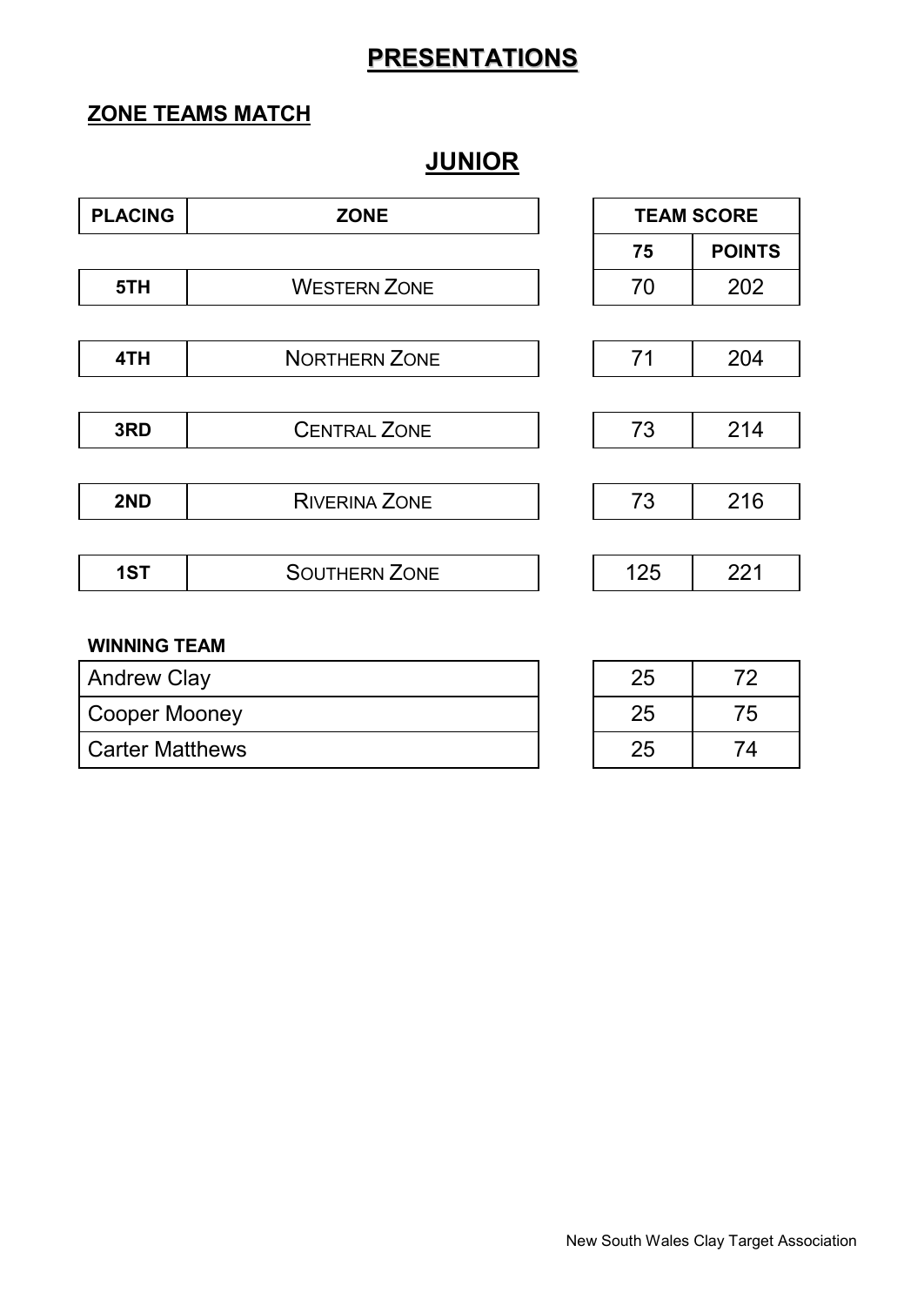# PRESENTATIONS

## ZONE TEAMS MATCH

## JUNIOR

| PLACING | ZONE | TEAM SCORE | |
|---|---|---|---|
| | | 75 | POINTS |
| 5TH | WESTERN ZONE | 70 | 202 |
| 4TH | NORTHERN ZONE | 71 | 204 |
| 3RD | CENTRAL ZONE | 73 | 214 |
| 2ND | RIVERINA ZONE | 73 | 216 |
| 1ST | SOUTHERN ZONE | 125 | 221 |

**WINNING TEAM**

| Name | 75 | POINTS |
|---|---|---|
| Andrew Clay | 25 | 72 |
| Cooper Mooney | 25 | 75 |
| Carter Matthews | 25 | 74 |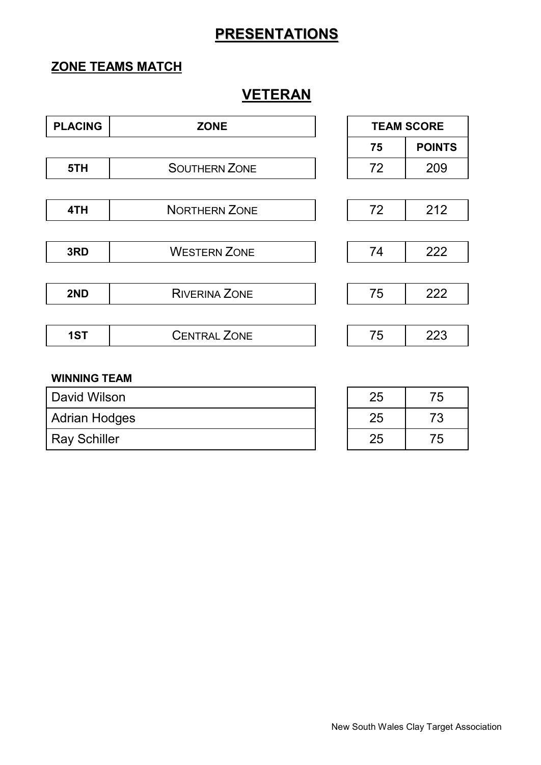# PRESENTATIONS

## ZONE TEAMS MATCH

## VETERAN

| PLACING | ZONE | TEAM SCORE | |
|---|---|---|---|
| | | 75 | POINTS |
| 5TH | SOUTHERN ZONE | 72 | 209 |
| 4TH | NORTHERN ZONE | 72 | 212 |
| 3RD | WESTERN ZONE | 74 | 222 |
| 2ND | RIVERINA ZONE | 75 | 222 |
| 1ST | CENTRAL ZONE | 75 | 223 |

**WINNING TEAM**

| Name | 75 | POINTS |
|---|---|---|
| David Wilson | 25 | 75 |
| Adrian Hodges | 25 | 73 |
| Ray Schiller | 25 | 75 |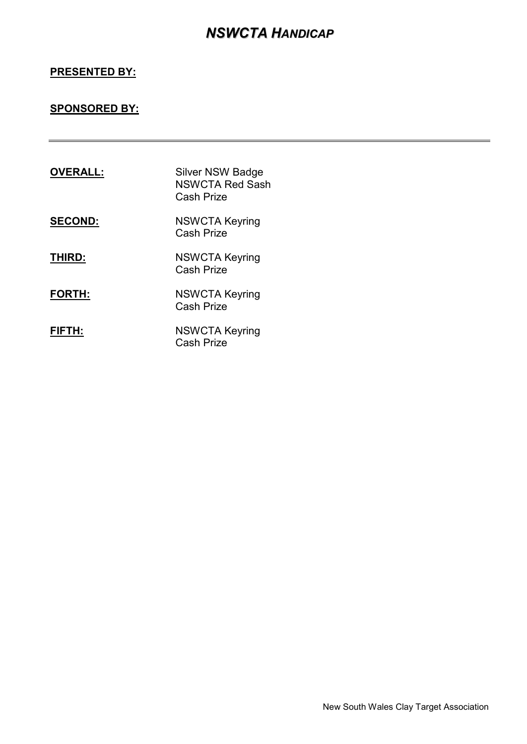# *NSWCTA HANDICAP*

**PRESENTED BY:**

**SPONSORED BY:**

---

**OVERALL:** Silver NSW Badge
NSWCTA Red Sash
Cash Prize

**SECOND:** NSWCTA Keyring
Cash Prize

**THIRD:** NSWCTA Keyring
Cash Prize

**FORTH:** NSWCTA Keyring
Cash Prize

**FIFTH:** NSWCTA Keyring
Cash Prize

New South Wales Clay Target Association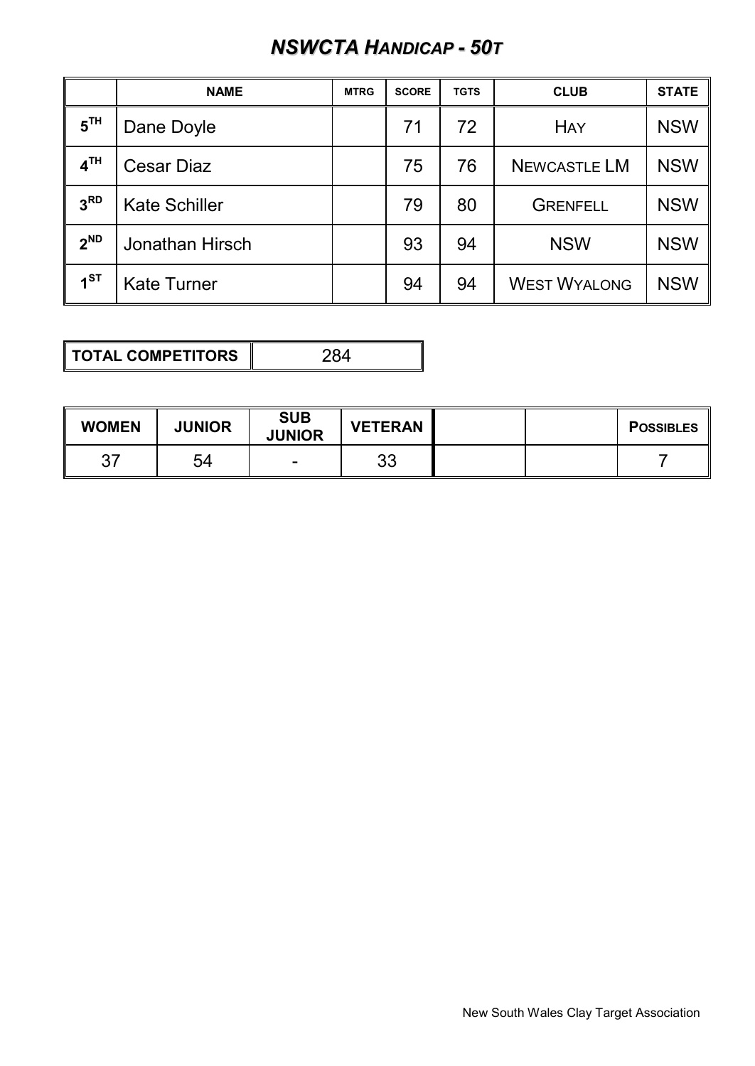# *NSWCTA HANDICAP - 50T*

| | NAME | MTRG | SCORE | TGTS | CLUB | STATE |
|---|---|---|---|---|---|---|
| 5TH | Dane Doyle | | 71 | 72 | HAY | NSW |
| 4TH | Cesar Diaz | | 75 | 76 | NEWCASTLE LM | NSW |
| 3RD | Kate Schiller | | 79 | 80 | GRENFELL | NSW |
| 2ND | Jonathan Hirsch | | 93 | 94 | NSW | NSW |
| 1ST | Kate Turner | | 94 | 94 | WEST WYALONG | NSW |

| TOTAL COMPETITORS | 284 |
|---|---|

| WOMEN | JUNIOR | SUB JUNIOR | VETERAN | | | POSSIBLES |
|---|---|---|---|---|---|---|
| 37 | 54 | - | 33 | | | 7 |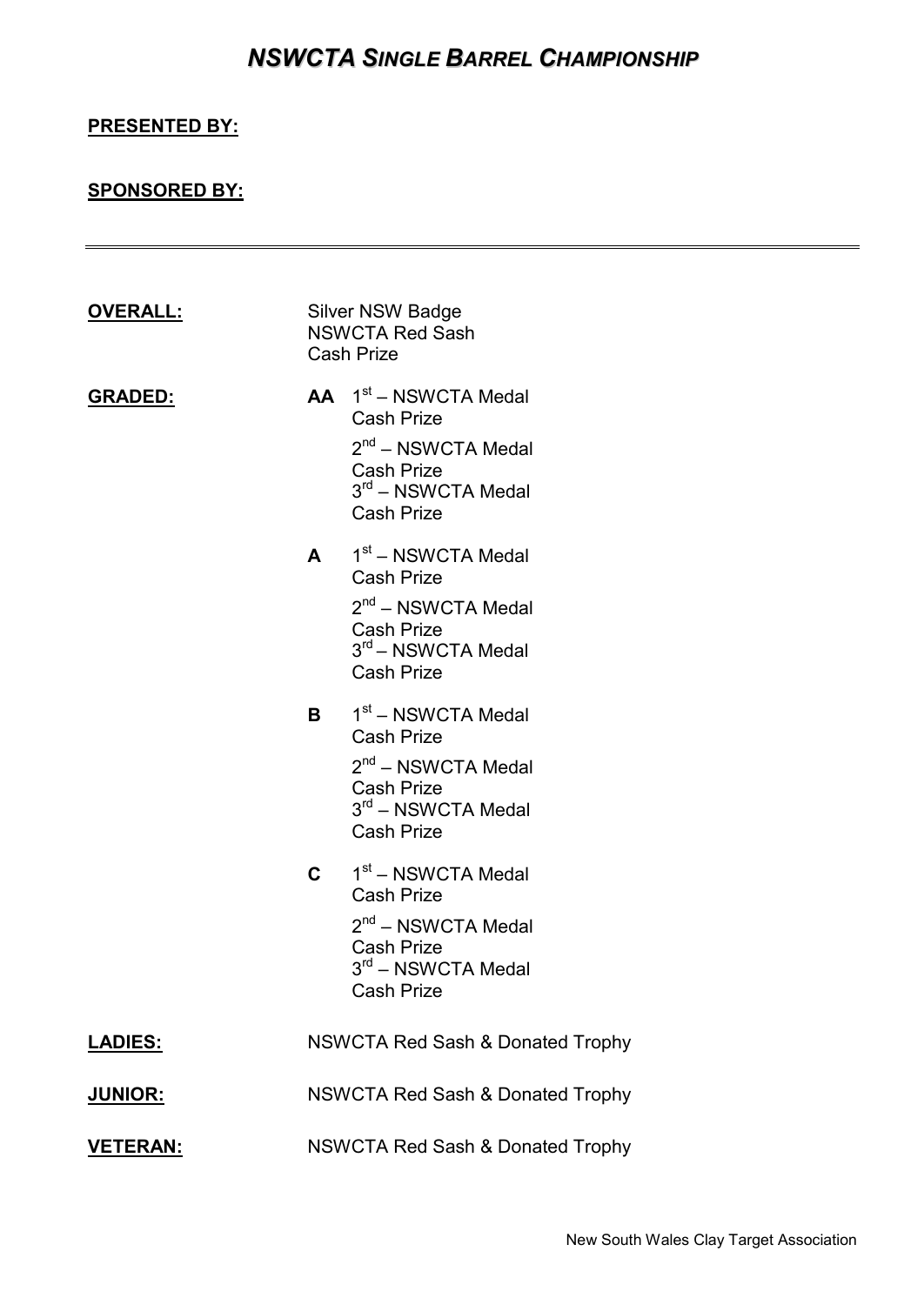# *NSWCTA SINGLE BARREL CHAMPIONSHIP*

**PRESENTED BY:**

**SPONSORED BY:**

---

**OVERALL:**

Silver NSW Badge
NSWCTA Red Sash
Cash Prize

**GRADED:**

**AA**
1st – NSWCTA Medal
Cash Prize
2nd – NSWCTA Medal
Cash Prize
3rd – NSWCTA Medal
Cash Prize

**A**
1st – NSWCTA Medal
Cash Prize
2nd – NSWCTA Medal
Cash Prize
3rd – NSWCTA Medal
Cash Prize

**B**
1st – NSWCTA Medal
Cash Prize
2nd – NSWCTA Medal
Cash Prize
3rd – NSWCTA Medal
Cash Prize

**C**
1st – NSWCTA Medal
Cash Prize
2nd – NSWCTA Medal
Cash Prize
3rd – NSWCTA Medal
Cash Prize

**LADIES:** NSWCTA Red Sash & Donated Trophy

**JUNIOR:** NSWCTA Red Sash & Donated Trophy

**VETERAN:** NSWCTA Red Sash & Donated Trophy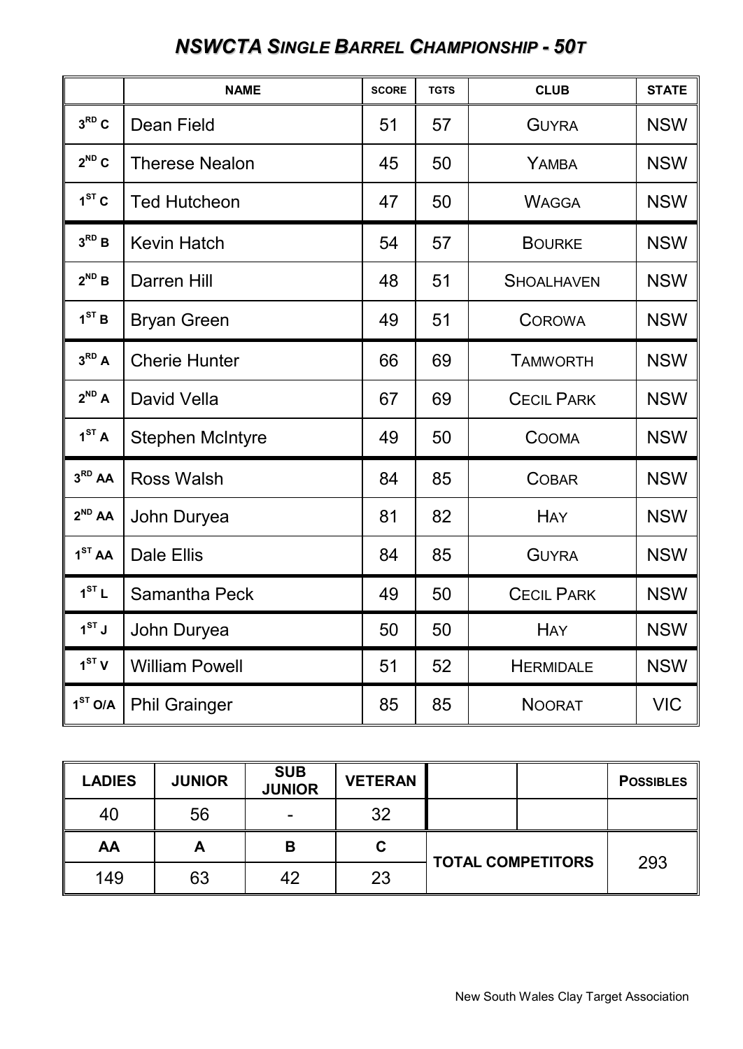## *NSWCTA SINGLE BARREL CHAMPIONSHIP - 50T*

| | NAME | SCORE | TGTS | CLUB | STATE |
|---|---|---|---|---|---|
| 3RD C | Dean Field | 51 | 57 | GUYRA | NSW |
| 2ND C | Therese Nealon | 45 | 50 | YAMBA | NSW |
| 1ST C | Ted Hutcheon | 47 | 50 | WAGGA | NSW |
| 3RD B | Kevin Hatch | 54 | 57 | BOURKE | NSW |
| 2ND B | Darren Hill | 48 | 51 | SHOALHAVEN | NSW |
| 1ST B | Bryan Green | 49 | 51 | COROWA | NSW |
| 3RD A | Cherie Hunter | 66 | 69 | TAMWORTH | NSW |
| 2ND A | David Vella | 67 | 69 | CECIL PARK | NSW |
| 1ST A | Stephen McIntyre | 49 | 50 | COOMA | NSW |
| 3RD AA | Ross Walsh | 84 | 85 | COBAR | NSW |
| 2ND AA | John Duryea | 81 | 82 | HAY | NSW |
| 1ST AA | Dale Ellis | 84 | 85 | GUYRA | NSW |
| 1ST L | Samantha Peck | 49 | 50 | CECIL PARK | NSW |
| 1ST J | John Duryea | 50 | 50 | HAY | NSW |
| 1ST V | William Powell | 51 | 52 | HERMIDALE | NSW |
| 1ST O/A | Phil Grainger | 85 | 85 | NOORAT | VIC |

| LADIES | JUNIOR | SUB JUNIOR | VETERAN | | | POSSIBLES |
|---|---|---|---|---|---|---|
| 40 | 56 | - | 32 | | | |
| AA | A | B | C | TOTAL COMPETITORS | | 293 |
| 149 | 63 | 42 | 23 | | | |

New South Wales Clay Target Association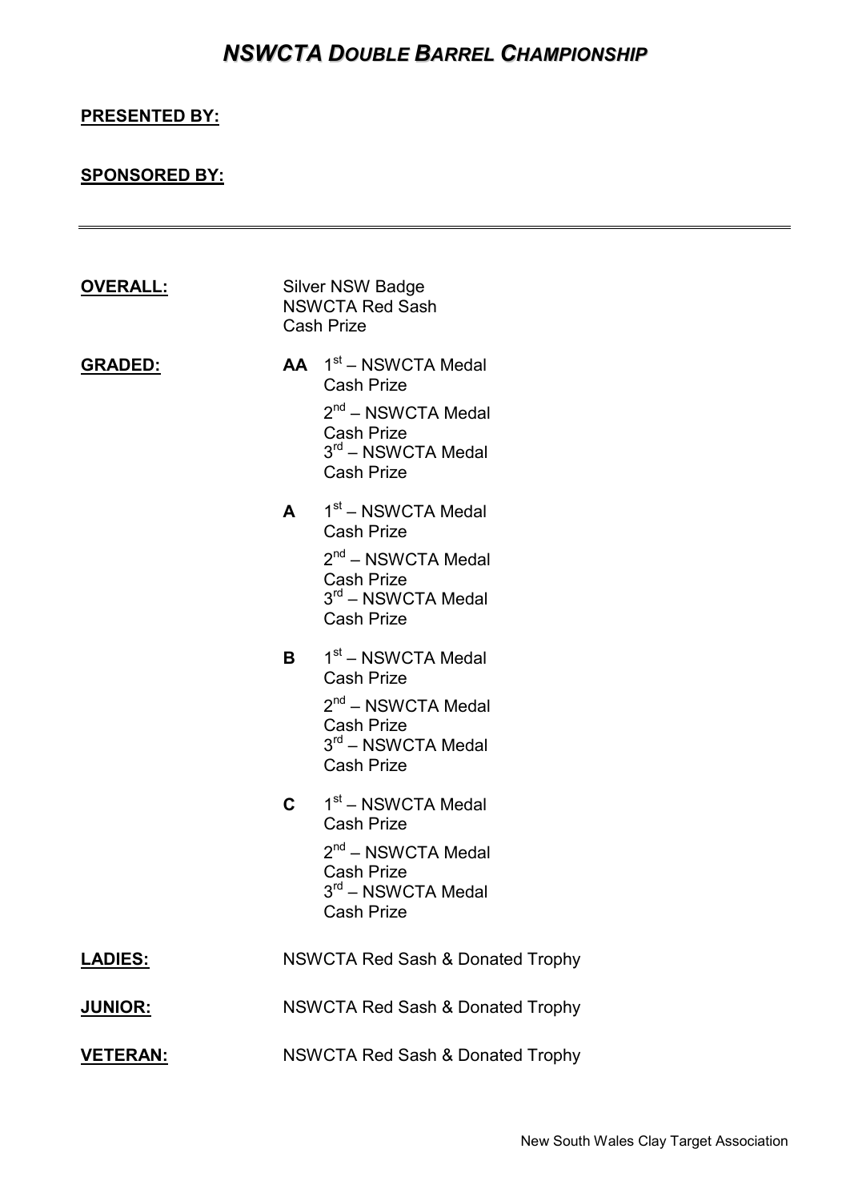# *NSWCTA DOUBLE BARREL CHAMPIONSHIP*

**PRESENTED BY:**

**SPONSORED BY:**

---

**OVERALL:**

Silver NSW Badge
NSWCTA Red Sash
Cash Prize

**GRADED:**

**AA**
1st – NSWCTA Medal
Cash Prize
2nd – NSWCTA Medal
Cash Prize
3rd – NSWCTA Medal
Cash Prize

**A**
1st – NSWCTA Medal
Cash Prize
2nd – NSWCTA Medal
Cash Prize
3rd – NSWCTA Medal
Cash Prize

**B**
1st – NSWCTA Medal
Cash Prize
2nd – NSWCTA Medal
Cash Prize
3rd – NSWCTA Medal
Cash Prize

**C**
1st – NSWCTA Medal
Cash Prize
2nd – NSWCTA Medal
Cash Prize
3rd – NSWCTA Medal
Cash Prize

**LADIES:** NSWCTA Red Sash & Donated Trophy

**JUNIOR:** NSWCTA Red Sash & Donated Trophy

**VETERAN:** NSWCTA Red Sash & Donated Trophy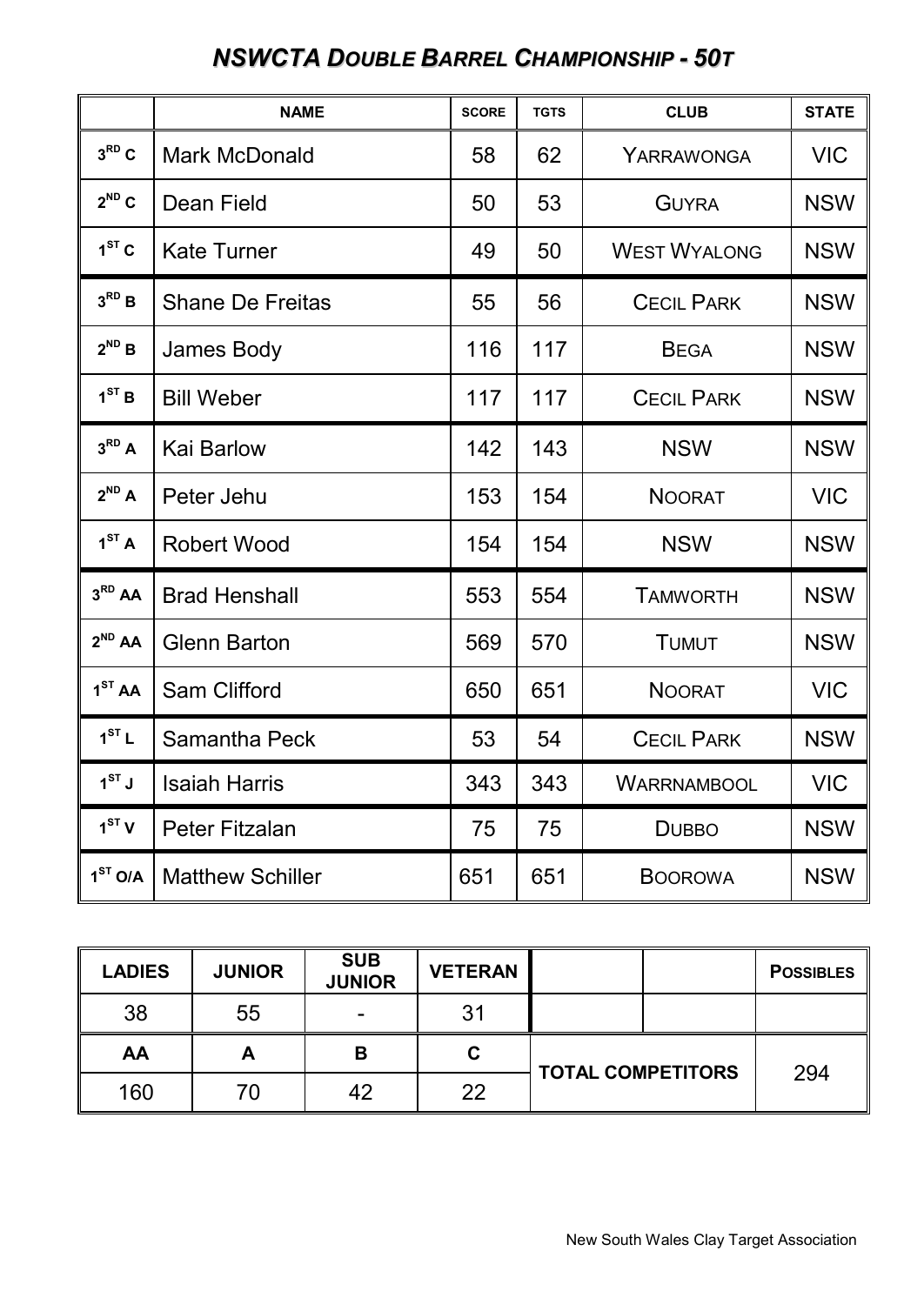# *NSWCTA DOUBLE BARREL CHAMPIONSHIP - 50T*

| | NAME | SCORE | TGTS | CLUB | STATE |
|---|---|---|---|---|---|
| 3RD C | Mark McDonald | 58 | 62 | YARRAWONGA | VIC |
| 2ND C | Dean Field | 50 | 53 | GUYRA | NSW |
| 1ST C | Kate Turner | 49 | 50 | WEST WYALONG | NSW |
| 3RD B | Shane De Freitas | 55 | 56 | CECIL PARK | NSW |
| 2ND B | James Body | 116 | 117 | BEGA | NSW |
| 1ST B | Bill Weber | 117 | 117 | CECIL PARK | NSW |
| 3RD A | Kai Barlow | 142 | 143 | NSW | NSW |
| 2ND A | Peter Jehu | 153 | 154 | NOORAT | VIC |
| 1ST A | Robert Wood | 154 | 154 | NSW | NSW |
| 3RD AA | Brad Henshall | 553 | 554 | TAMWORTH | NSW |
| 2ND AA | Glenn Barton | 569 | 570 | TUMUT | NSW |
| 1ST AA | Sam Clifford | 650 | 651 | NOORAT | VIC |
| 1ST L | Samantha Peck | 53 | 54 | CECIL PARK | NSW |
| 1ST J | Isaiah Harris | 343 | 343 | WARRNAMBOOL | VIC |
| 1ST V | Peter Fitzalan | 75 | 75 | DUBBO | NSW |
| 1ST O/A | Matthew Schiller | 651 | 651 | BOOROWA | NSW |

| LADIES | JUNIOR | SUB JUNIOR | VETERAN | | | POSSIBLES |
|---|---|---|---|---|---|---|
| 38 | 55 | - | 31 | | | |
| AA | A | B | C | TOTAL COMPETITORS | | 294 |
| 160 | 70 | 42 | 22 | | | |

New South Wales Clay Target Association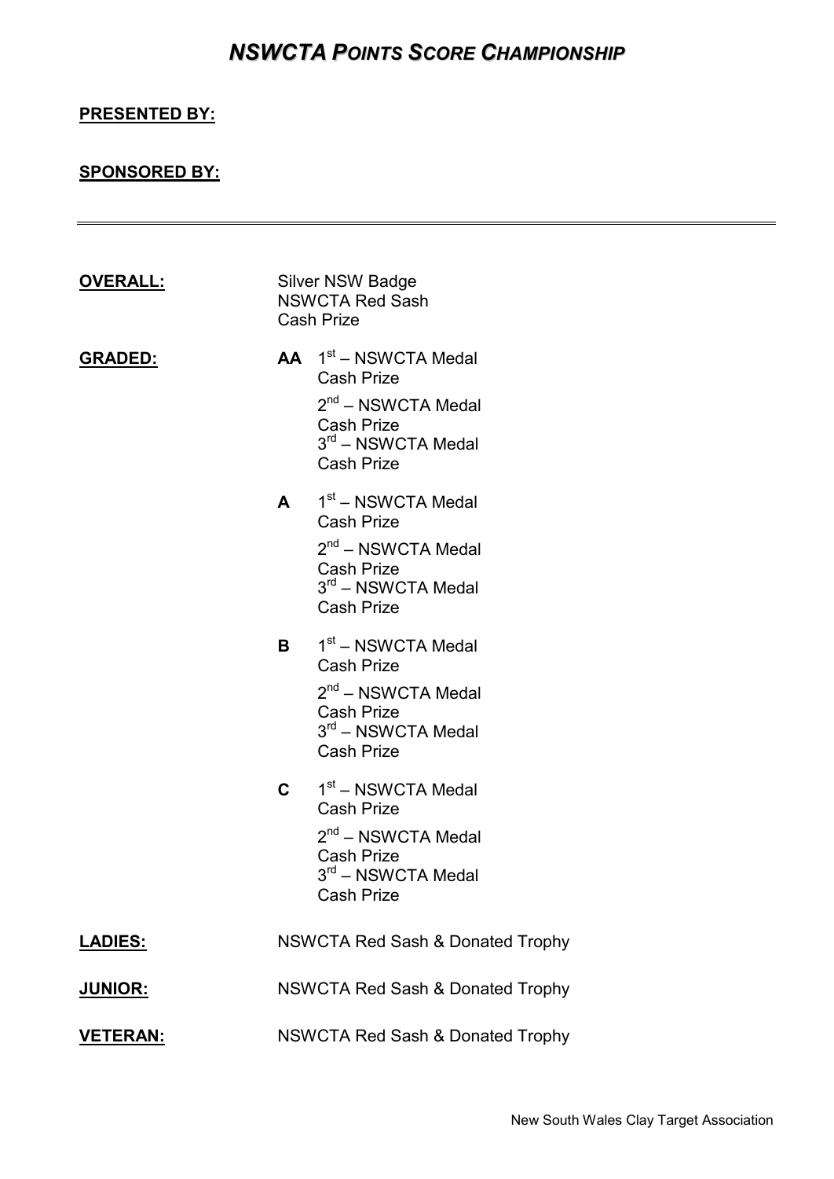# *NSWCTA POINTS SCORE CHAMPIONSHIP*

**PRESENTED BY:**

**SPONSORED BY:**

---

**OVERALL:**
Silver NSW Badge
NSWCTA Red Sash
Cash Prize

**GRADED:**

**AA**
1st – NSWCTA Medal
Cash Prize
2nd – NSWCTA Medal
Cash Prize
3rd – NSWCTA Medal
Cash Prize

**A**
1st – NSWCTA Medal
Cash Prize
2nd – NSWCTA Medal
Cash Prize
3rd – NSWCTA Medal
Cash Prize

**B**
1st – NSWCTA Medal
Cash Prize
2nd – NSWCTA Medal
Cash Prize
3rd – NSWCTA Medal
Cash Prize

**C**
1st – NSWCTA Medal
Cash Prize
2nd – NSWCTA Medal
Cash Prize
3rd – NSWCTA Medal
Cash Prize

**LADIES:** NSWCTA Red Sash & Donated Trophy

**JUNIOR:** NSWCTA Red Sash & Donated Trophy

**VETERAN:** NSWCTA Red Sash & Donated Trophy

New South Wales Clay Target Association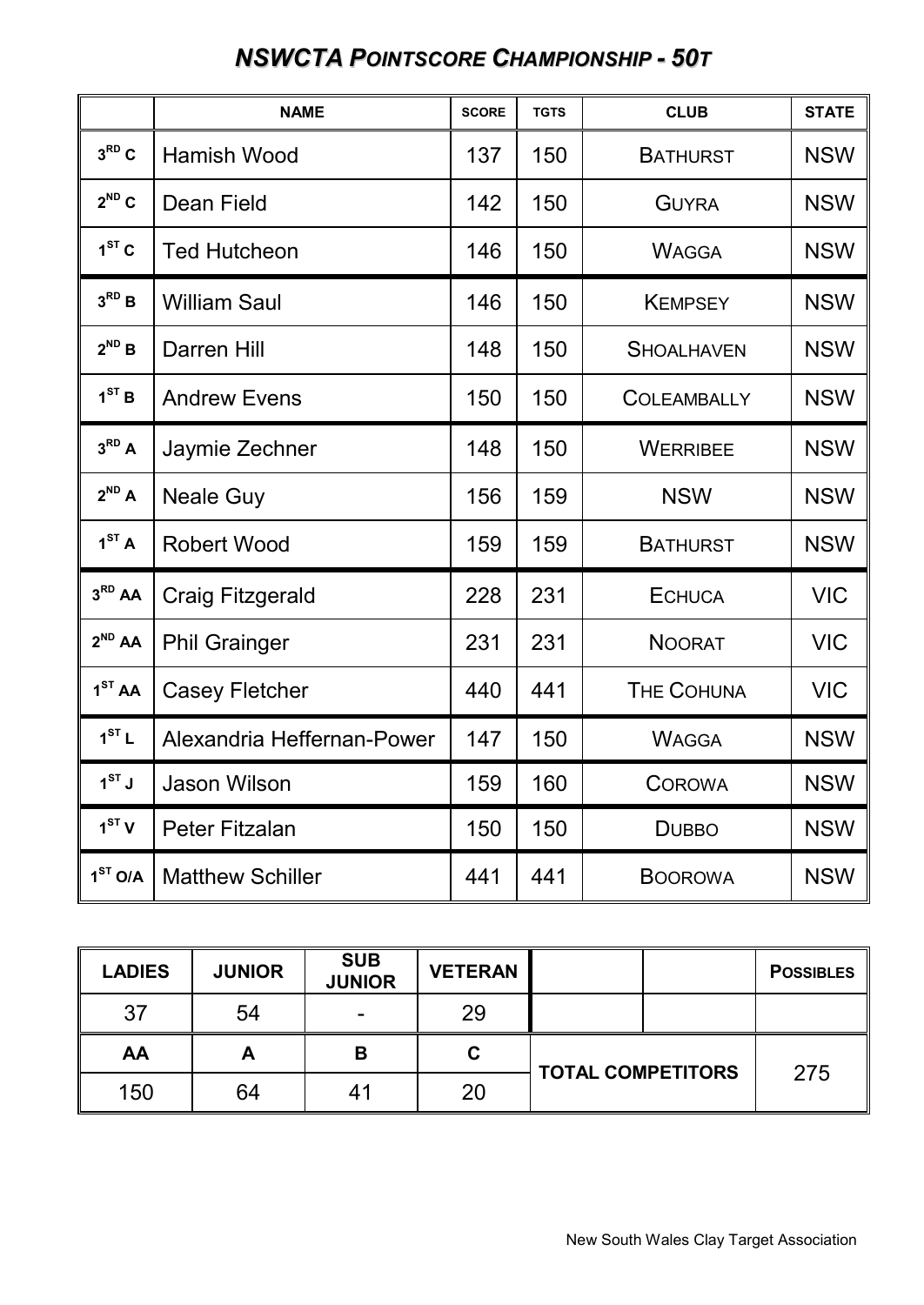# *NSWCTA POINTSCORE CHAMPIONSHIP - 50T*

| | NAME | SCORE | TGTS | CLUB | STATE |
|---|---|---|---|---|---|
| 3RD C | Hamish Wood | 137 | 150 | BATHURST | NSW |
| 2ND C | Dean Field | 142 | 150 | GUYRA | NSW |
| 1ST C | Ted Hutcheon | 146 | 150 | WAGGA | NSW |
| 3RD B | William Saul | 146 | 150 | KEMPSEY | NSW |
| 2ND B | Darren Hill | 148 | 150 | SHOALHAVEN | NSW |
| 1ST B | Andrew Evens | 150 | 150 | COLEAMBALLY | NSW |
| 3RD A | Jaymie Zechner | 148 | 150 | WERRIBEE | NSW |
| 2ND A | Neale Guy | 156 | 159 | NSW | NSW |
| 1ST A | Robert Wood | 159 | 159 | BATHURST | NSW |
| 3RD AA | Craig Fitzgerald | 228 | 231 | ECHUCA | VIC |
| 2ND AA | Phil Grainger | 231 | 231 | NOORAT | VIC |
| 1ST AA | Casey Fletcher | 440 | 441 | THE COHUNA | VIC |
| 1ST L | Alexandria Heffernan-Power | 147 | 150 | WAGGA | NSW |
| 1ST J | Jason Wilson | 159 | 160 | COROWA | NSW |
| 1ST V | Peter Fitzalan | 150 | 150 | DUBBO | NSW |
| 1ST O/A | Matthew Schiller | 441 | 441 | BOOROWA | NSW |

| LADIES | JUNIOR | SUB JUNIOR | VETERAN | | | POSSIBLES |
|---|---|---|---|---|---|---|
| 37 | 54 | - | 29 | | | |
| AA | A | B | C | TOTAL COMPETITORS | | 275 |
| 150 | 64 | 41 | 20 | | | |

New South Wales Clay Target Association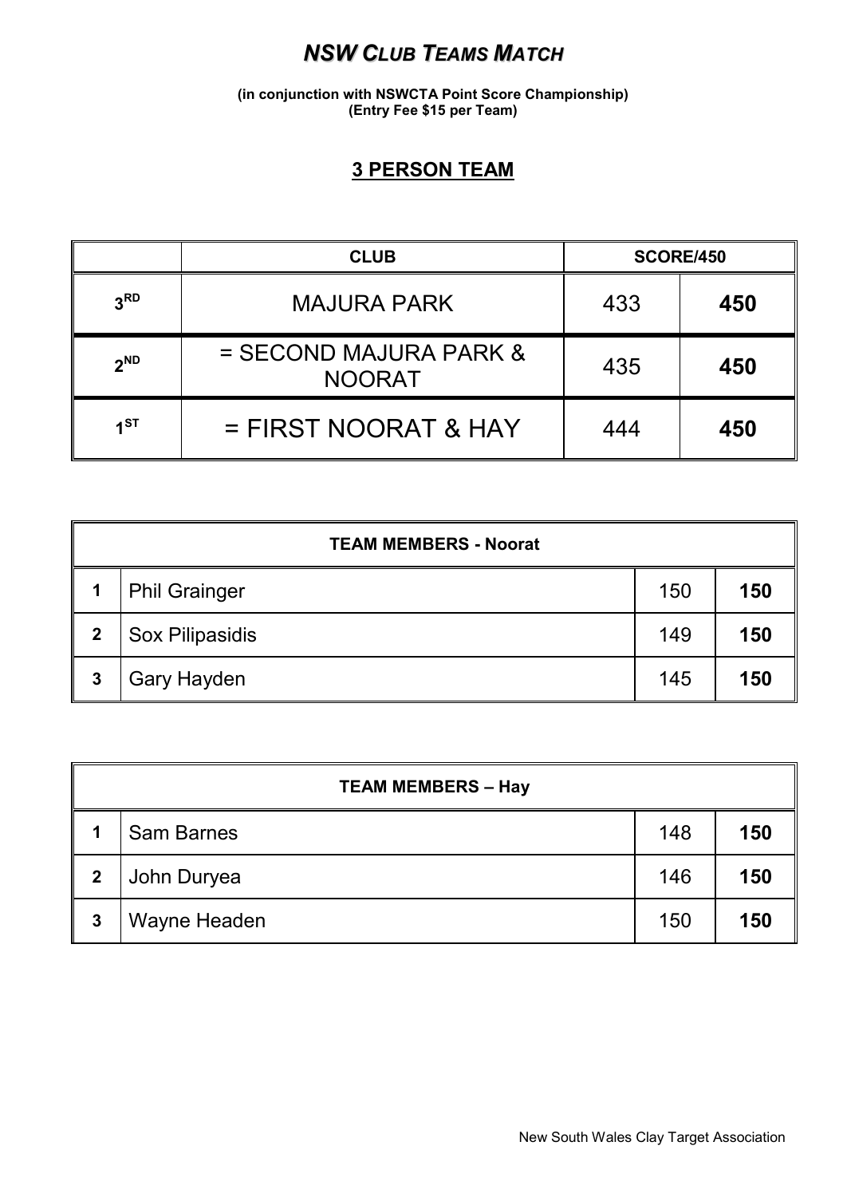# ***NSW CLUB TEAMS MATCH***

**(in conjunction with NSWCTA Point Score Championship)**
**(Entry Fee $15 per Team)**

## 3 PERSON TEAM

| | CLUB | SCORE/450 | |
|---|---|---|---|
| 3RD | MAJURA PARK | 433 | **450** |
| 2ND | = SECOND MAJURA PARK & NOORAT | 435 | **450** |
| 1ST | = FIRST NOORAT & HAY | 444 | **450** |

| TEAM MEMBERS - Noorat | | | |
|---|---|---|---|
| **1** | Phil Grainger | 150 | **150** |
| **2** | Sox Pilipasidis | 149 | **150** |
| **3** | Gary Hayden | 145 | **150** |

| TEAM MEMBERS – Hay | | | |
|---|---|---|---|
| **1** | Sam Barnes | 148 | **150** |
| **2** | John Duryea | 146 | **150** |
| **3** | Wayne Headen | 150 | **150** |

New South Wales Clay Target Association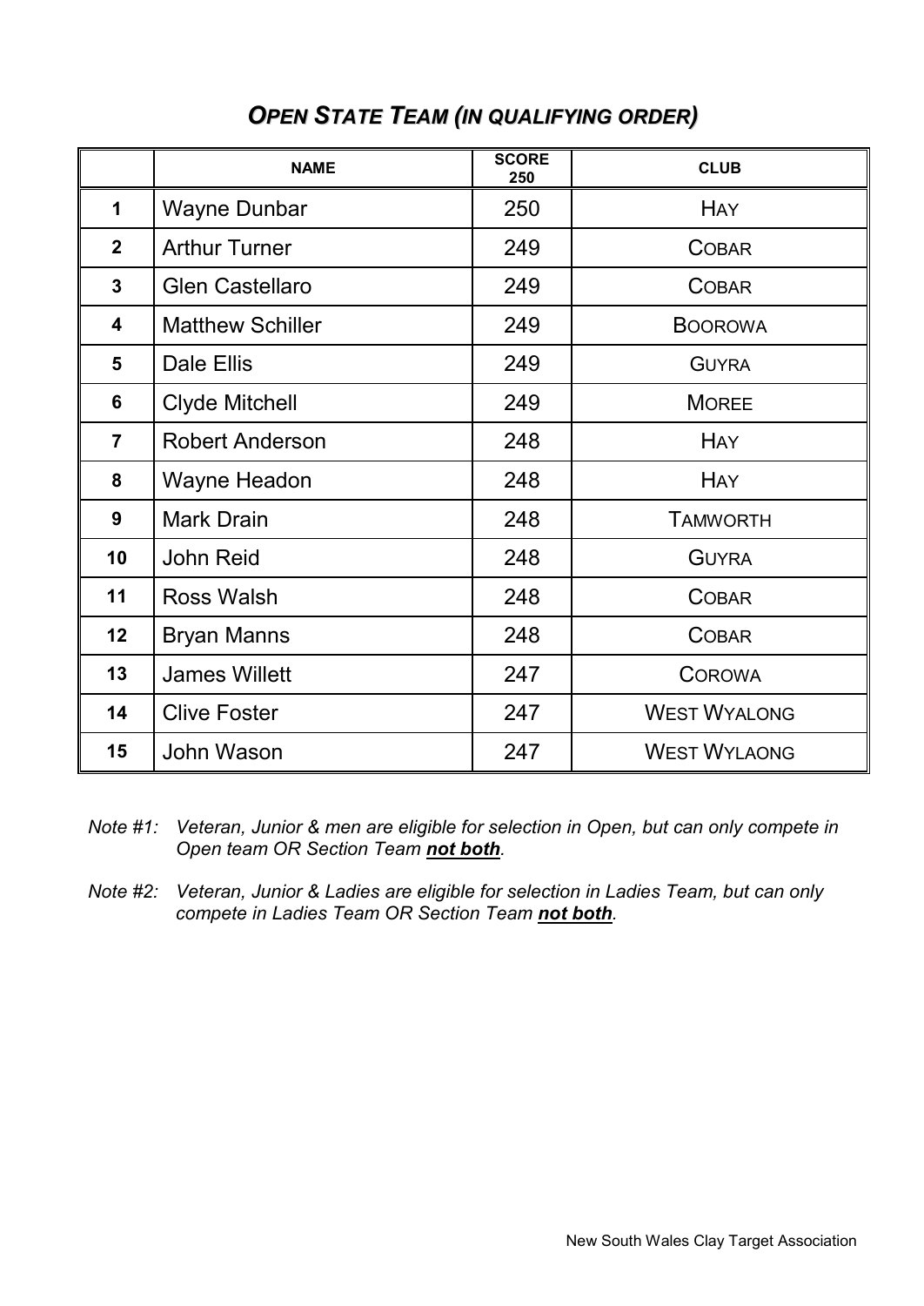## *OPEN STATE TEAM (IN QUALIFYING ORDER)*

| | NAME | SCORE 250 | CLUB |
|---|---|---|---|
| **1** | Wayne Dunbar | 250 | HAY |
| **2** | Arthur Turner | 249 | COBAR |
| **3** | Glen Castellaro | 249 | COBAR |
| **4** | Matthew Schiller | 249 | BOOROWA |
| **5** | Dale Ellis | 249 | GUYRA |
| **6** | Clyde Mitchell | 249 | MOREE |
| **7** | Robert Anderson | 248 | HAY |
| **8** | Wayne Headon | 248 | HAY |
| **9** | Mark Drain | 248 | TAMWORTH |
| **10** | John Reid | 248 | GUYRA |
| **11** | Ross Walsh | 248 | COBAR |
| **12** | Bryan Manns | 248 | COBAR |
| **13** | James Willett | 247 | COROWA |
| **14** | Clive Foster | 247 | WEST WYALONG |
| **15** | John Wason | 247 | WEST WYLAONG |

*Note #1: Veteran, Junior & men are eligible for selection in Open, but can only compete in Open team OR Section Team* ***not both****.*

*Note #2: Veteran, Junior & Ladies are eligible for selection in Ladies Team, but can only compete in Ladies Team OR Section Team* ***not both****.*

New South Wales Clay Target Association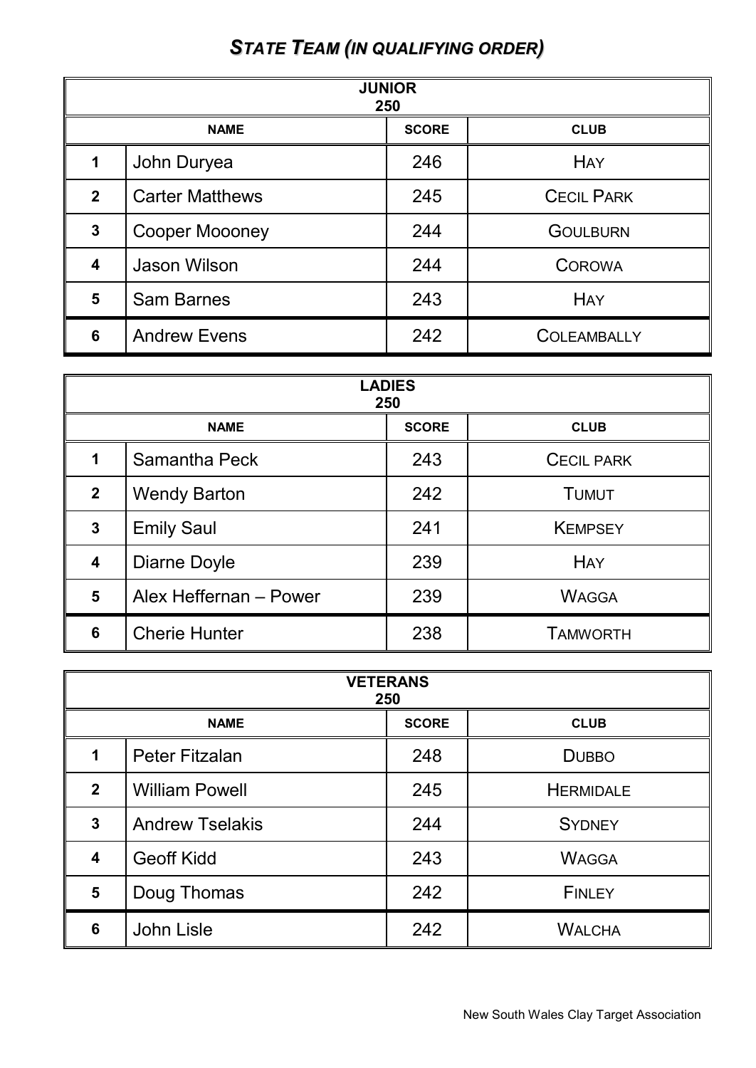# *STATE TEAM (IN QUALIFYING ORDER)*

| JUNIOR 250 | | | |
|---|---|---|---|
| | **NAME** | **SCORE** | **CLUB** |
| 1 | John Duryea | 246 | HAY |
| 2 | Carter Matthews | 245 | CECIL PARK |
| 3 | Cooper Moooney | 244 | GOULBURN |
| 4 | Jason Wilson | 244 | COROWA |
| 5 | Sam Barnes | 243 | HAY |
| 6 | Andrew Evens | 242 | COLEAMBALLY |

| LADIES 250 | | | |
|---|---|---|---|
| | **NAME** | **SCORE** | **CLUB** |
| 1 | Samantha Peck | 243 | CECIL PARK |
| 2 | Wendy Barton | 242 | TUMUT |
| 3 | Emily Saul | 241 | KEMPSEY |
| 4 | Diarne Doyle | 239 | HAY |
| 5 | Alex Heffernan – Power | 239 | WAGGA |
| 6 | Cherie Hunter | 238 | TAMWORTH |

| VETERANS 250 | | | |
|---|---|---|---|
| | **NAME** | **SCORE** | **CLUB** |
| 1 | Peter Fitzalan | 248 | DUBBO |
| 2 | William Powell | 245 | HERMIDALE |
| 3 | Andrew Tselakis | 244 | SYDNEY |
| 4 | Geoff Kidd | 243 | WAGGA |
| 5 | Doug Thomas | 242 | FINLEY |
| 6 | John Lisle | 242 | WALCHA |

New South Wales Clay Target Association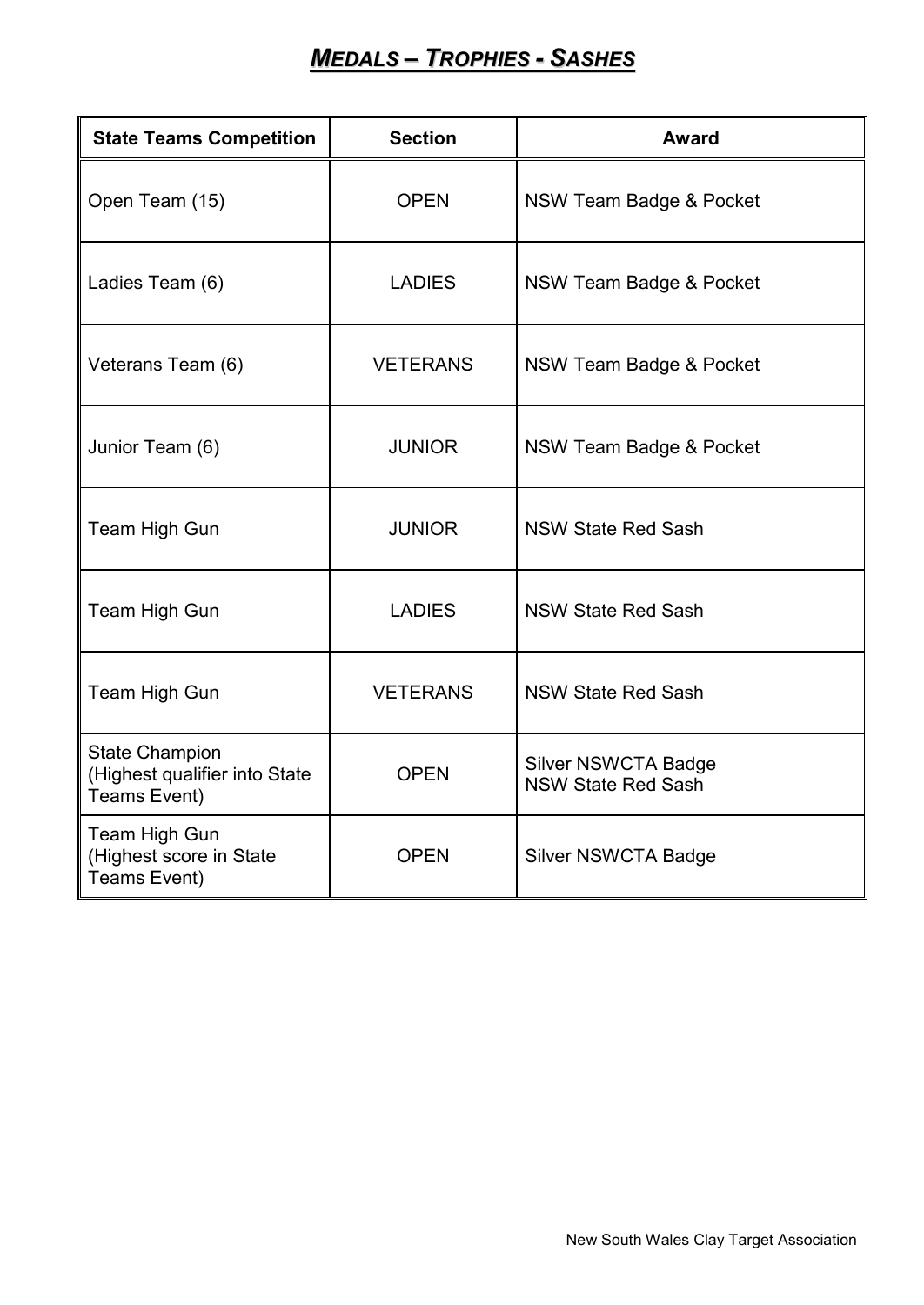## ***MEDALS – TROPHIES - SASHES***

| State Teams Competition | Section | Award |
|---|---|---|
| Open Team (15) | OPEN | NSW Team Badge & Pocket |
| Ladies Team (6) | LADIES | NSW Team Badge & Pocket |
| Veterans Team (6) | VETERANS | NSW Team Badge & Pocket |
| Junior Team (6) | JUNIOR | NSW Team Badge & Pocket |
| Team High Gun | JUNIOR | NSW State Red Sash |
| Team High Gun | LADIES | NSW State Red Sash |
| Team High Gun | VETERANS | NSW State Red Sash |
| State Champion (Highest qualifier into State Teams Event) | OPEN | Silver NSWCTA Badge<br>NSW State Red Sash |
| Team High Gun (Highest score in State Teams Event) | OPEN | Silver NSWCTA Badge |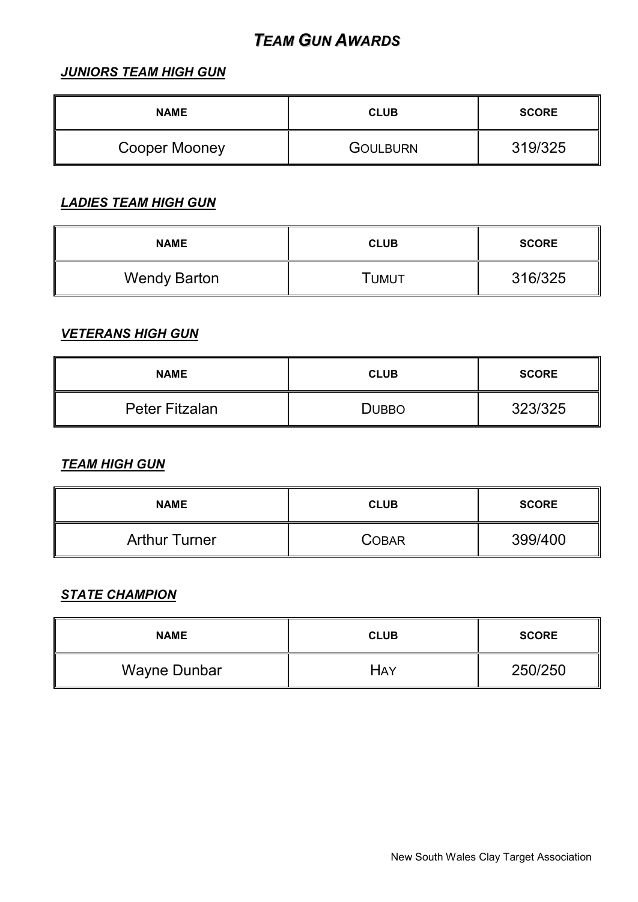# *TEAM GUN AWARDS*

### *JUNIORS TEAM HIGH GUN*

| NAME | CLUB | SCORE |
|---|---|---|
| Cooper Mooney | GOULBURN | 319/325 |

### *LADIES TEAM HIGH GUN*

| NAME | CLUB | SCORE |
|---|---|---|
| Wendy Barton | TUMUT | 316/325 |

### *VETERANS HIGH GUN*

| NAME | CLUB | SCORE |
|---|---|---|
| Peter Fitzalan | DUBBO | 323/325 |

### *TEAM HIGH GUN*

| NAME | CLUB | SCORE |
|---|---|---|
| Arthur Turner | COBAR | 399/400 |

### *STATE CHAMPION*

| NAME | CLUB | SCORE |
|---|---|---|
| Wayne Dunbar | HAY | 250/250 |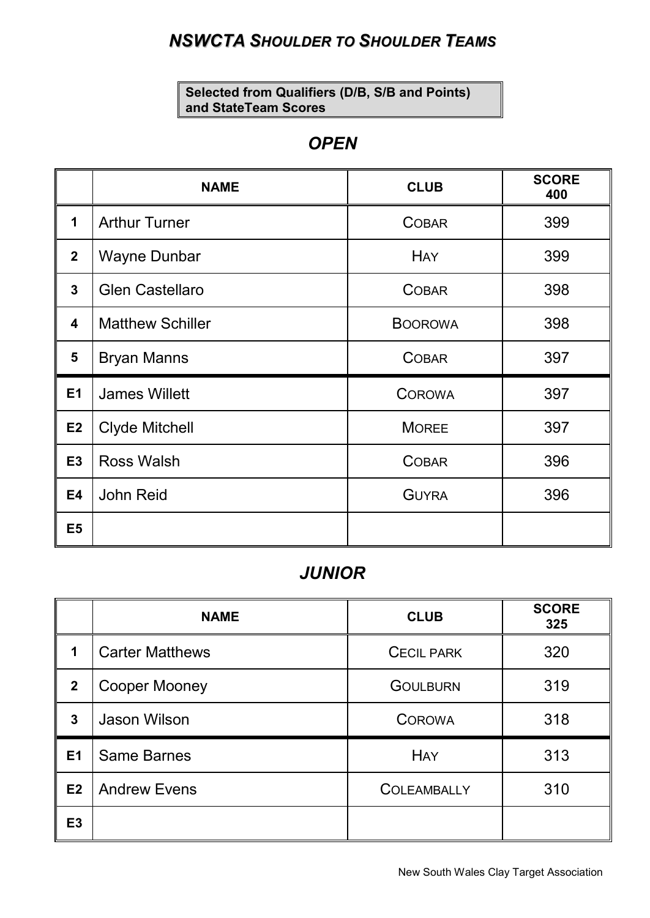# *NSWCTA SHOULDER TO SHOULDER TEAMS*

**Selected from Qualifiers (D/B, S/B and Points) and StateTeam Scores**

## *OPEN*

| | NAME | CLUB | SCORE 400 |
|---|---|---|---|
| 1 | Arthur Turner | COBAR | 399 |
| 2 | Wayne Dunbar | HAY | 399 |
| 3 | Glen Castellaro | COBAR | 398 |
| 4 | Matthew Schiller | BOOROWA | 398 |
| 5 | Bryan Manns | COBAR | 397 |
| E1 | James Willett | COROWA | 397 |
| E2 | Clyde Mitchell | MOREE | 397 |
| E3 | Ross Walsh | COBAR | 396 |
| E4 | John Reid | GUYRA | 396 |
| E5 | | | |

## *JUNIOR*

| | NAME | CLUB | SCORE 325 |
|---|---|---|---|
| 1 | Carter Matthews | CECIL PARK | 320 |
| 2 | Cooper Mooney | GOULBURN | 319 |
| 3 | Jason Wilson | COROWA | 318 |
| E1 | Same Barnes | HAY | 313 |
| E2 | Andrew Evens | COLEAMBALLY | 310 |
| E3 | | | |

New South Wales Clay Target Association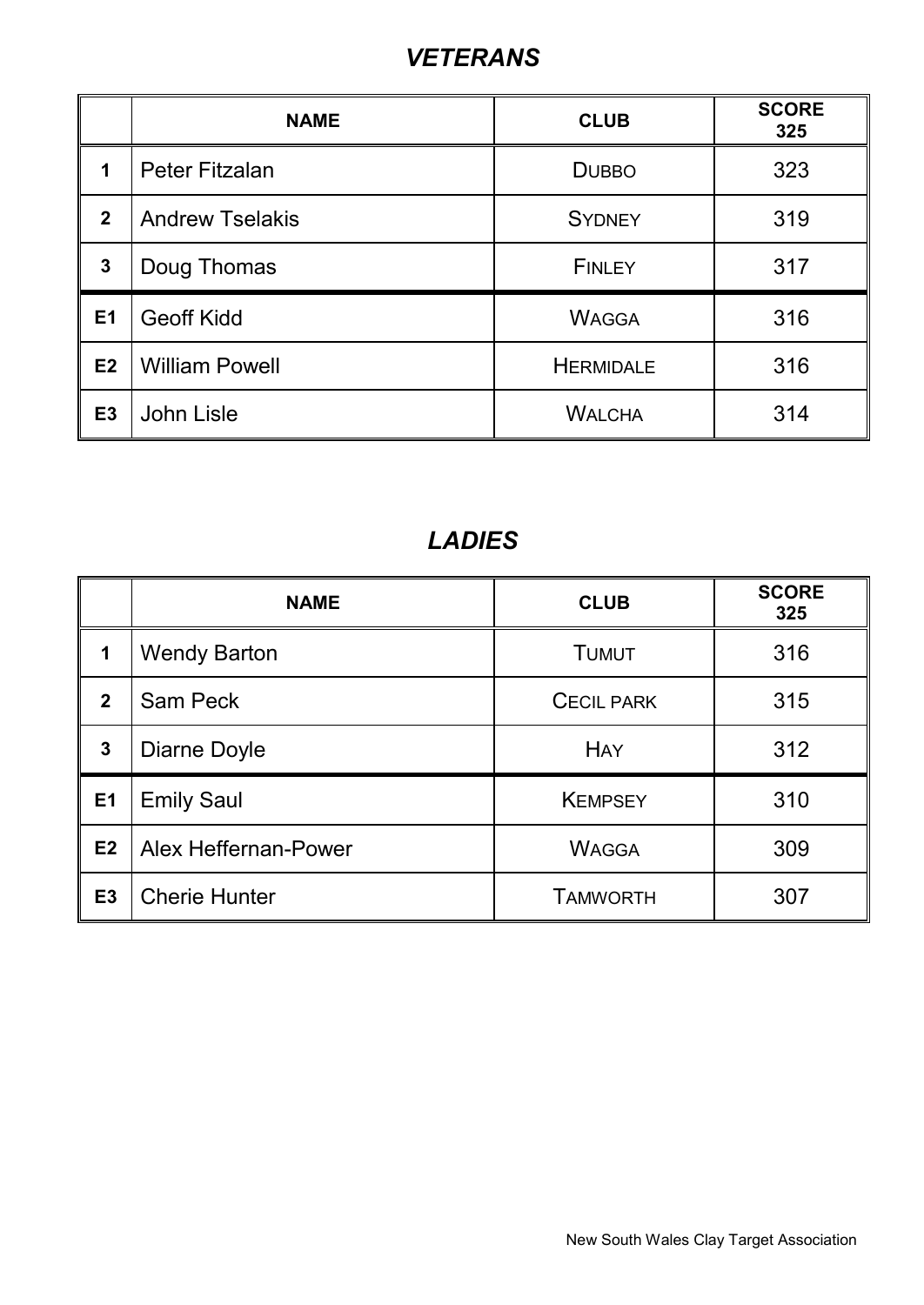## *VETERANS*

| | NAME | CLUB | SCORE 325 |
|---|---|---|---|
| 1 | Peter Fitzalan | DUBBO | 323 |
| 2 | Andrew Tselakis | SYDNEY | 319 |
| 3 | Doug Thomas | FINLEY | 317 |
| E1 | Geoff Kidd | WAGGA | 316 |
| E2 | William Powell | HERMIDALE | 316 |
| E3 | John Lisle | WALCHA | 314 |

## *LADIES*

| | NAME | CLUB | SCORE 325 |
|---|---|---|---|
| 1 | Wendy Barton | TUMUT | 316 |
| 2 | Sam Peck | CECIL PARK | 315 |
| 3 | Diarne Doyle | HAY | 312 |
| E1 | Emily Saul | KEMPSEY | 310 |
| E2 | Alex Heffernan-Power | WAGGA | 309 |
| E3 | Cherie Hunter | TAMWORTH | 307 |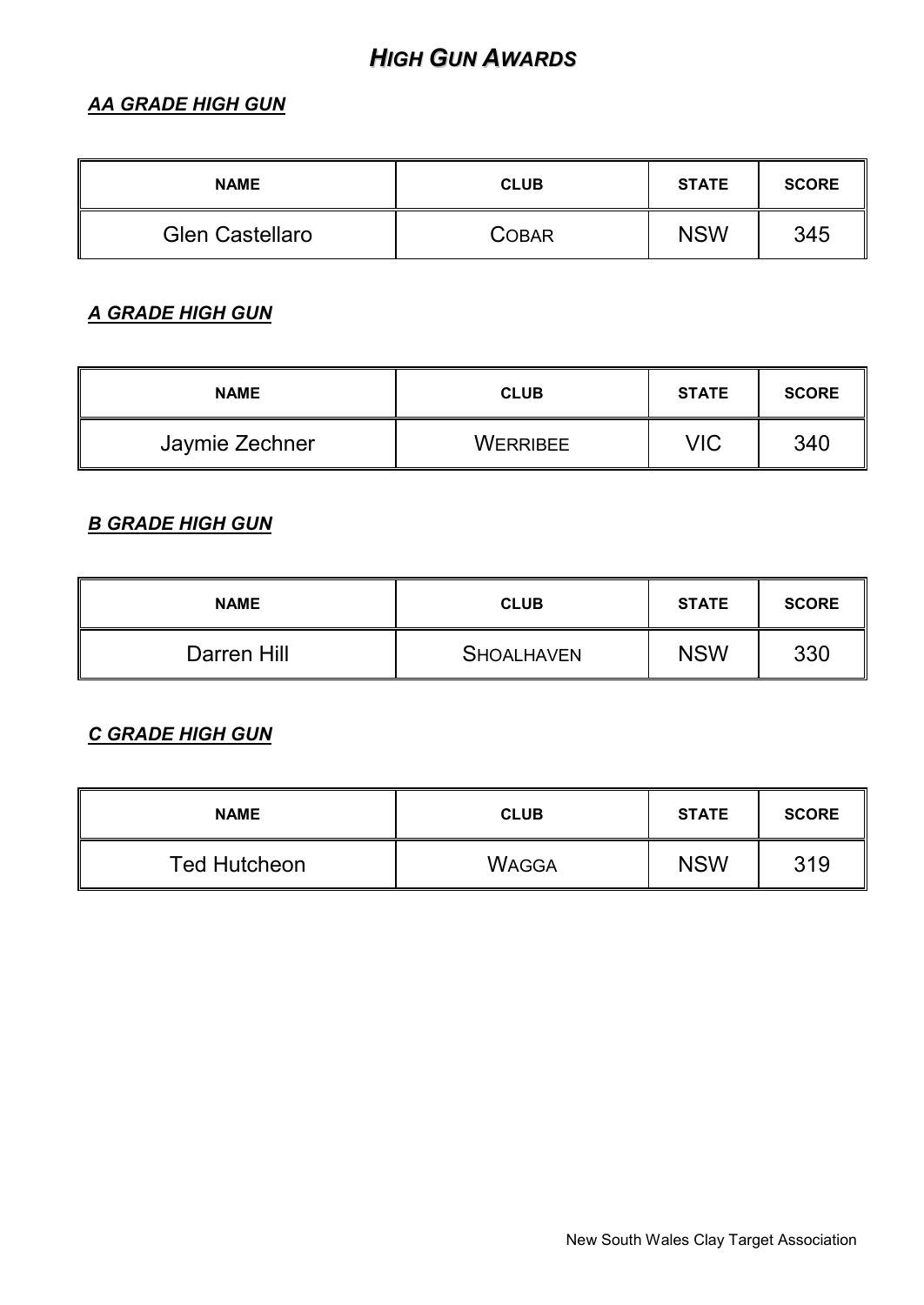# *HIGH GUN AWARDS*

### ***AA GRADE HIGH GUN***

| NAME | CLUB | STATE | SCORE |
|---|---|---|---|
| Glen Castellaro | COBAR | NSW | 345 |

### ***A GRADE HIGH GUN***

| NAME | CLUB | STATE | SCORE |
|---|---|---|---|
| Jaymie Zechner | WERRIBEE | VIC | 340 |

### ***B GRADE HIGH GUN***

| NAME | CLUB | STATE | SCORE |
|---|---|---|---|
| Darren Hill | SHOALHAVEN | NSW | 330 |

### ***C GRADE HIGH GUN***

| NAME | CLUB | STATE | SCORE |
|---|---|---|---|
| Ted Hutcheon | WAGGA | NSW | 319 |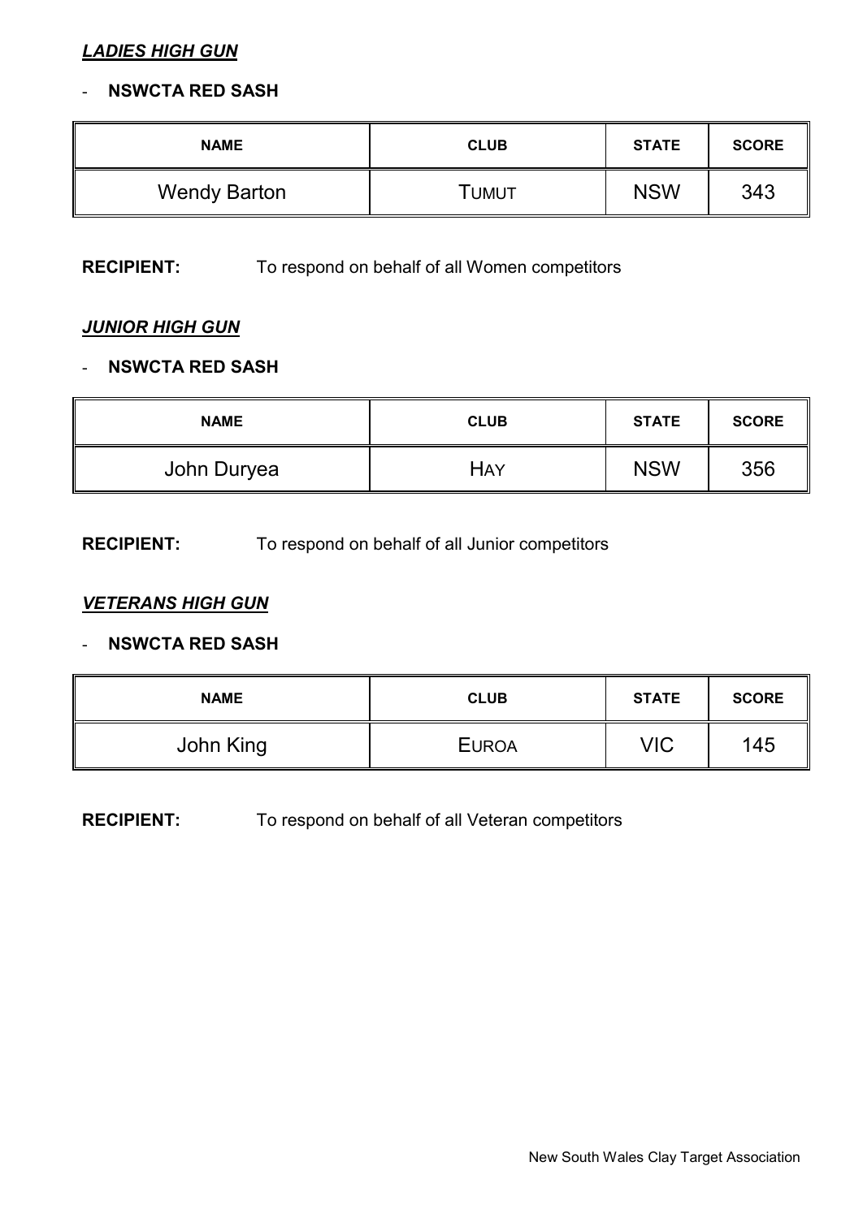***LADIES HIGH GUN***

- **NSWCTA RED SASH**

| NAME | CLUB | STATE | SCORE |
|---|---|---|---|
| Wendy Barton | TUMUT | NSW | 343 |

**RECIPIENT:** To respond on behalf of all Women competitors

***JUNIOR HIGH GUN***

- **NSWCTA RED SASH**

| NAME | CLUB | STATE | SCORE |
|---|---|---|---|
| John Duryea | HAY | NSW | 356 |

**RECIPIENT:** To respond on behalf of all Junior competitors

***VETERANS HIGH GUN***

- **NSWCTA RED SASH**

| NAME | CLUB | STATE | SCORE |
|---|---|---|---|
| John King | EUROA | VIC | 145 |

**RECIPIENT:** To respond on behalf of all Veteran competitors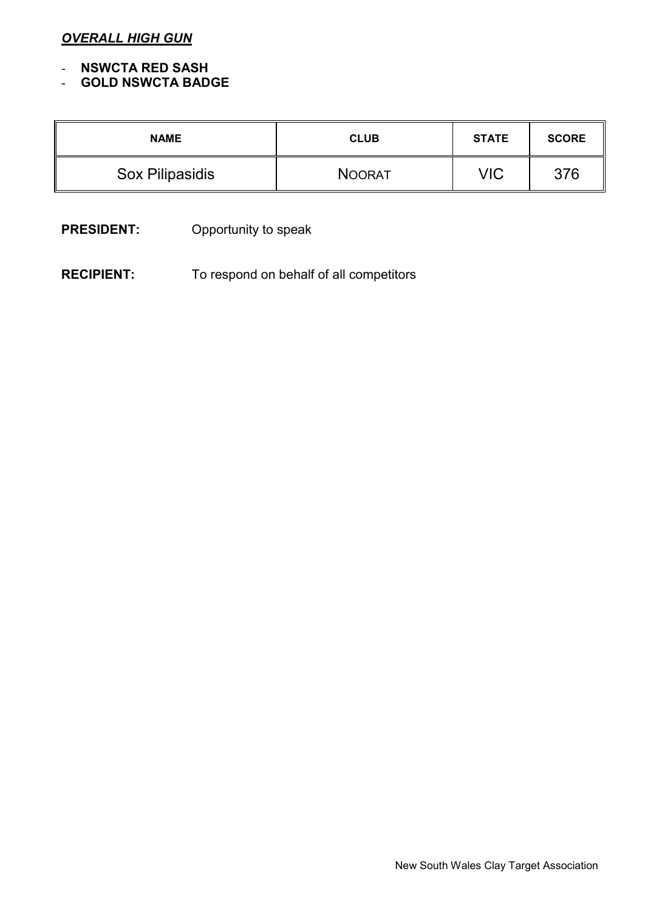***OVERALL HIGH GUN***

- **NSWCTA RED SASH**
- **GOLD NSWCTA BADGE**

| NAME | CLUB | STATE | SCORE |
|---|---|---|---|
| Sox Pilipasidis | Noorat | VIC | 376 |

**PRESIDENT:** Opportunity to speak

**RECIPIENT:** To respond on behalf of all competitors